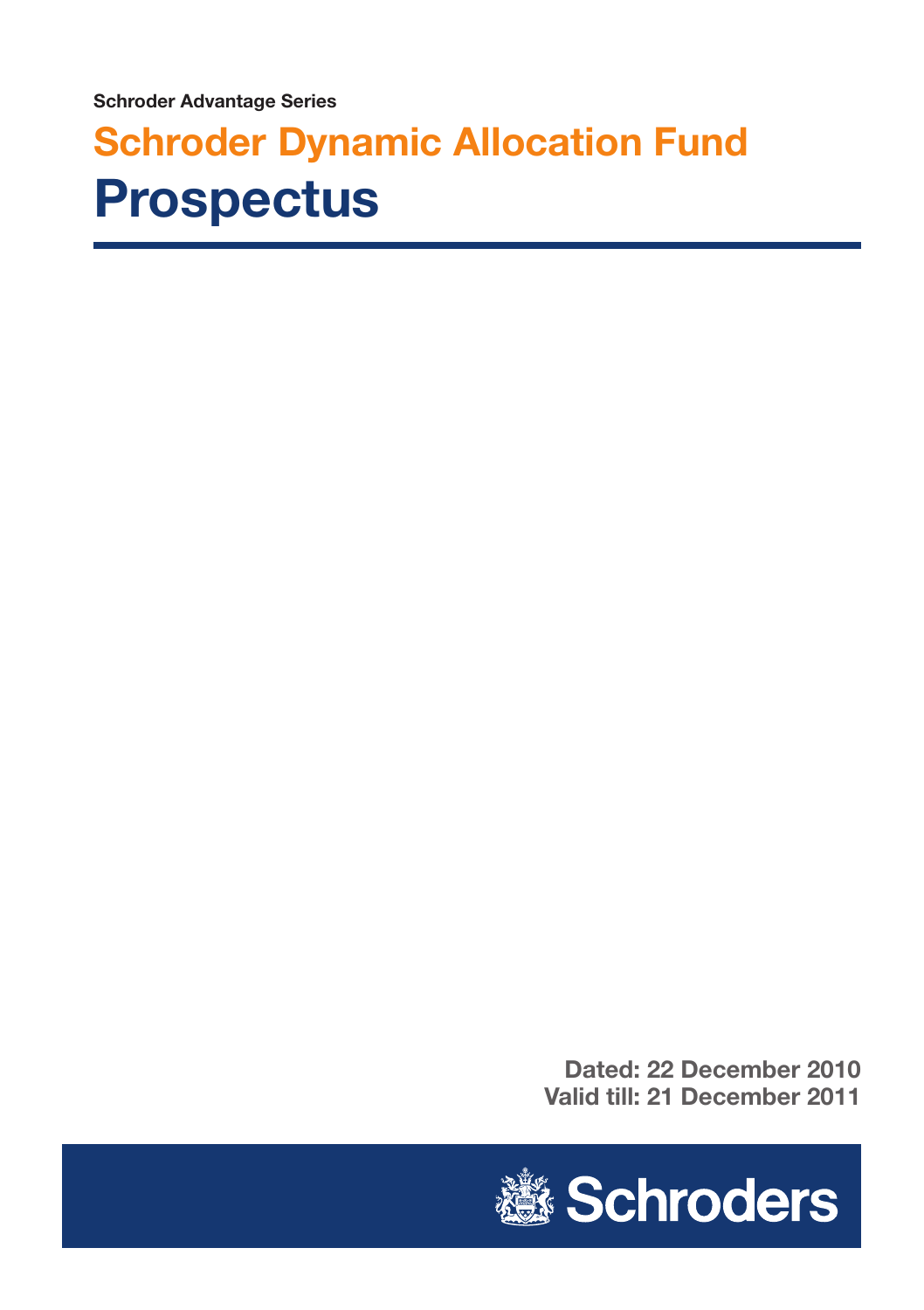**Schroder Advantage Series**

# Schroder Dynamic Allocation Fund

# Prospectus

**Dated: 22 December 2010**
**Valid till: 21 December 2011**

Schroders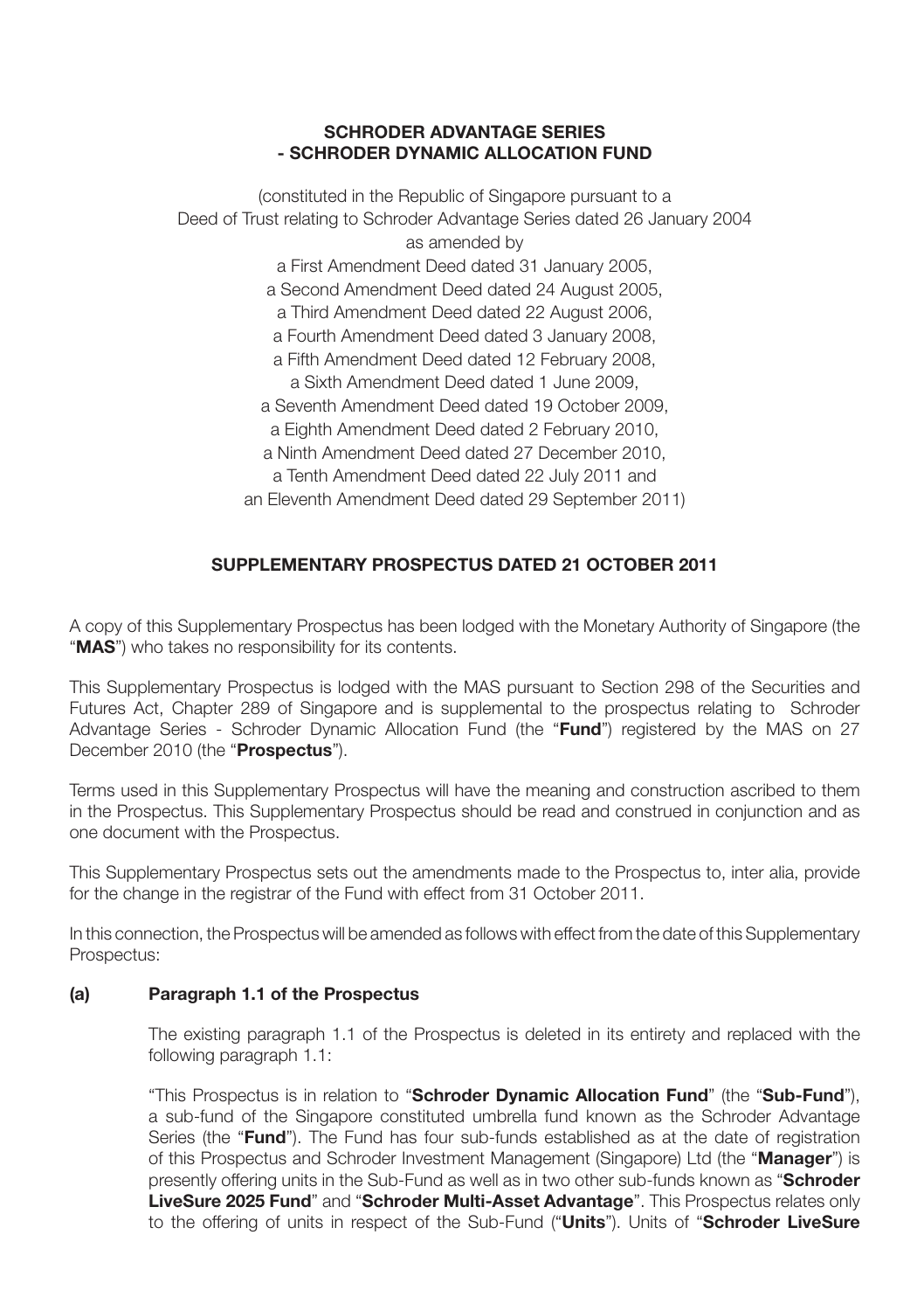**SCHRODER ADVANTAGE SERIES**
**- SCHRODER DYNAMIC ALLOCATION FUND**

(constituted in the Republic of Singapore pursuant to a
Deed of Trust relating to Schroder Advantage Series dated 26 January 2004
as amended by
a First Amendment Deed dated 31 January 2005,
a Second Amendment Deed dated 24 August 2005,
a Third Amendment Deed dated 22 August 2006,
a Fourth Amendment Deed dated 3 January 2008,
a Fifth Amendment Deed dated 12 February 2008,
a Sixth Amendment Deed dated 1 June 2009,
a Seventh Amendment Deed dated 19 October 2009,
a Eighth Amendment Deed dated 2 February 2010,
a Ninth Amendment Deed dated 27 December 2010,
a Tenth Amendment Deed dated 22 July 2011 and
an Eleventh Amendment Deed dated 29 September 2011)

**SUPPLEMENTARY PROSPECTUS DATED 21 OCTOBER 2011**

A copy of this Supplementary Prospectus has been lodged with the Monetary Authority of Singapore (the "**MAS**") who takes no responsibility for its contents.

This Supplementary Prospectus is lodged with the MAS pursuant to Section 298 of the Securities and Futures Act, Chapter 289 of Singapore and is supplemental to the prospectus relating to Schroder Advantage Series - Schroder Dynamic Allocation Fund (the "**Fund**") registered by the MAS on 27 December 2010 (the "**Prospectus**").

Terms used in this Supplementary Prospectus will have the meaning and construction ascribed to them in the Prospectus. This Supplementary Prospectus should be read and construed in conjunction and as one document with the Prospectus.

This Supplementary Prospectus sets out the amendments made to the Prospectus to, inter alia, provide for the change in the registrar of the Fund with effect from 31 October 2011.

In this connection, the Prospectus will be amended as follows with effect from the date of this Supplementary Prospectus:

**(a) Paragraph 1.1 of the Prospectus**

The existing paragraph 1.1 of the Prospectus is deleted in its entirety and replaced with the following paragraph 1.1:

"This Prospectus is in relation to "**Schroder Dynamic Allocation Fund**" (the "**Sub-Fund**"), a sub-fund of the Singapore constituted umbrella fund known as the Schroder Advantage Series (the "**Fund**"). The Fund has four sub-funds established as at the date of registration of this Prospectus and Schroder Investment Management (Singapore) Ltd (the "**Manager**") is presently offering units in the Sub-Fund as well as in two other sub-funds known as "**Schroder LiveSure 2025 Fund**" and "**Schroder Multi-Asset Advantage**". This Prospectus relates only to the offering of units in respect of the Sub-Fund ("**Units**"). Units of "**Schroder LiveSure**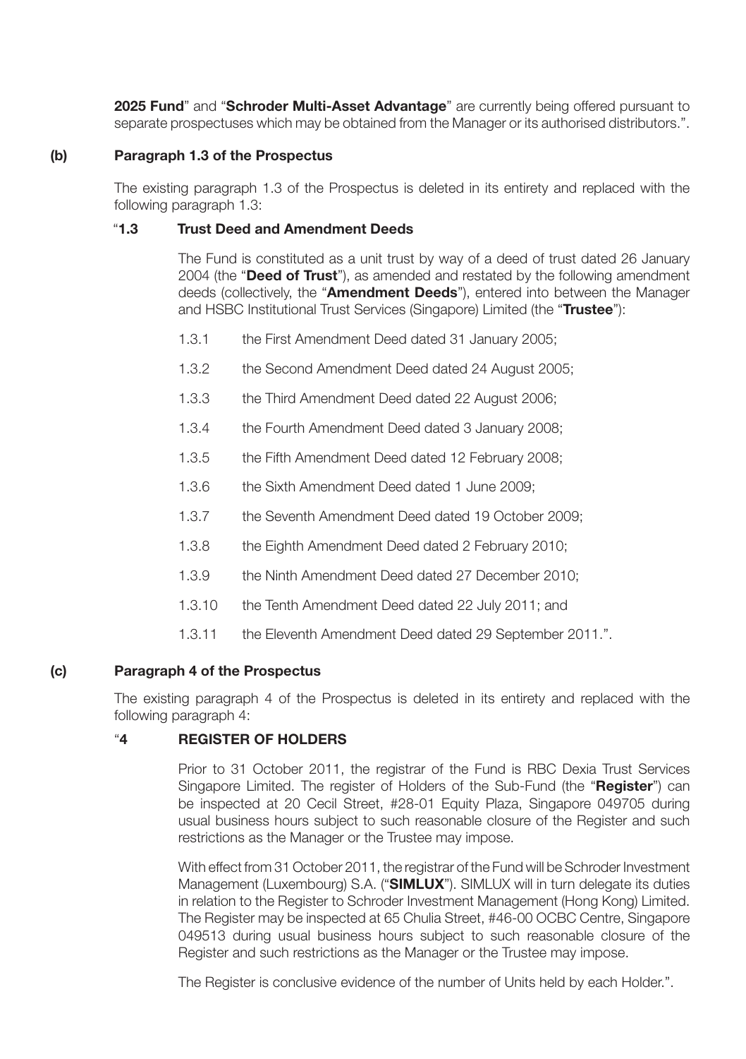**2025 Fund**" and "**Schroder Multi-Asset Advantage**" are currently being offered pursuant to separate prospectuses which may be obtained from the Manager or its authorised distributors.".

**(b) Paragraph 1.3 of the Prospectus**

The existing paragraph 1.3 of the Prospectus is deleted in its entirety and replaced with the following paragraph 1.3:

"**1.3 Trust Deed and Amendment Deeds**

The Fund is constituted as a unit trust by way of a deed of trust dated 26 January 2004 (the "**Deed of Trust**"), as amended and restated by the following amendment deeds (collectively, the "**Amendment Deeds**"), entered into between the Manager and HSBC Institutional Trust Services (Singapore) Limited (the "**Trustee**"):

1.3.1 the First Amendment Deed dated 31 January 2005;

1.3.2 the Second Amendment Deed dated 24 August 2005;

1.3.3 the Third Amendment Deed dated 22 August 2006;

1.3.4 the Fourth Amendment Deed dated 3 January 2008;

1.3.5 the Fifth Amendment Deed dated 12 February 2008;

1.3.6 the Sixth Amendment Deed dated 1 June 2009;

1.3.7 the Seventh Amendment Deed dated 19 October 2009;

1.3.8 the Eighth Amendment Deed dated 2 February 2010;

1.3.9 the Ninth Amendment Deed dated 27 December 2010;

1.3.10 the Tenth Amendment Deed dated 22 July 2011; and

1.3.11 the Eleventh Amendment Deed dated 29 September 2011.".

**(c) Paragraph 4 of the Prospectus**

The existing paragraph 4 of the Prospectus is deleted in its entirety and replaced with the following paragraph 4:

"**4 REGISTER OF HOLDERS**

Prior to 31 October 2011, the registrar of the Fund is RBC Dexia Trust Services Singapore Limited. The register of Holders of the Sub-Fund (the "**Register**") can be inspected at 20 Cecil Street, #28-01 Equity Plaza, Singapore 049705 during usual business hours subject to such reasonable closure of the Register and such restrictions as the Manager or the Trustee may impose.

With effect from 31 October 2011, the registrar of the Fund will be Schroder Investment Management (Luxembourg) S.A. ("**SIMLUX**"). SIMLUX will in turn delegate its duties in relation to the Register to Schroder Investment Management (Hong Kong) Limited. The Register may be inspected at 65 Chulia Street, #46-00 OCBC Centre, Singapore 049513 during usual business hours subject to such reasonable closure of the Register and such restrictions as the Manager or the Trustee may impose.

The Register is conclusive evidence of the number of Units held by each Holder.".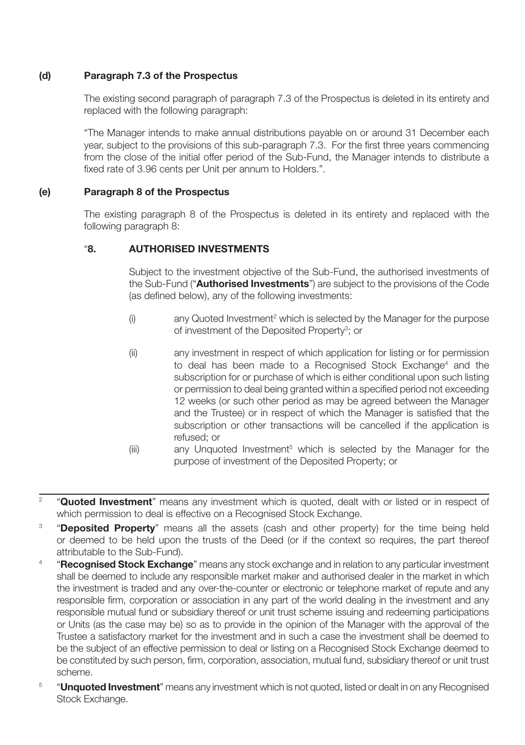**(d) Paragraph 7.3 of the Prospectus**

The existing second paragraph of paragraph 7.3 of the Prospectus is deleted in its entirety and replaced with the following paragraph:

"The Manager intends to make annual distributions payable on or around 31 December each year, subject to the provisions of this sub-paragraph 7.3. For the first three years commencing from the close of the initial offer period of the Sub-Fund, the Manager intends to distribute a fixed rate of 3.96 cents per Unit per annum to Holders.".

**(e) Paragraph 8 of the Prospectus**

The existing paragraph 8 of the Prospectus is deleted in its entirety and replaced with the following paragraph 8:

"**8. AUTHORISED INVESTMENTS**

Subject to the investment objective of the Sub-Fund, the authorised investments of the Sub-Fund ("**Authorised Investments**") are subject to the provisions of the Code (as defined below), any of the following investments:

(i) any Quoted Investment[2] which is selected by the Manager for the purpose of investment of the Deposited Property[3]; or

(ii) any investment in respect of which application for listing or for permission to deal has been made to a Recognised Stock Exchange[4] and the subscription for or purchase of which is either conditional upon such listing or permission to deal being granted within a specified period not exceeding 12 weeks (or such other period as may be agreed between the Manager and the Trustee) or in respect of which the Manager is satisfied that the subscription or other transactions will be cancelled if the application is refused; or

(iii) any Unquoted Investment[5] which is selected by the Manager for the purpose of investment of the Deposited Property; or

---

[2] "**Quoted Investment**" means any investment which is quoted, dealt with or listed or in respect of which permission to deal is effective on a Recognised Stock Exchange.

[3] "**Deposited Property**" means all the assets (cash and other property) for the time being held or deemed to be held upon the trusts of the Deed (or if the context so requires, the part thereof attributable to the Sub-Fund).

[4] "**Recognised Stock Exchange**" means any stock exchange and in relation to any particular investment shall be deemed to include any responsible market maker and authorised dealer in the market in which the investment is traded and any over-the-counter or electronic or telephone market of repute and any responsible firm, corporation or association in any part of the world dealing in the investment and any responsible mutual fund or subsidiary thereof or unit trust scheme issuing and redeeming participations or Units (as the case may be) so as to provide in the opinion of the Manager with the approval of the Trustee a satisfactory market for the investment and in such a case the investment shall be deemed to be the subject of an effective permission to deal or listing on a Recognised Stock Exchange deemed to be constituted by such person, firm, corporation, association, mutual fund, subsidiary thereof or unit trust scheme.

[5] "**Unquoted Investment**" means any investment which is not quoted, listed or dealt in on any Recognised Stock Exchange.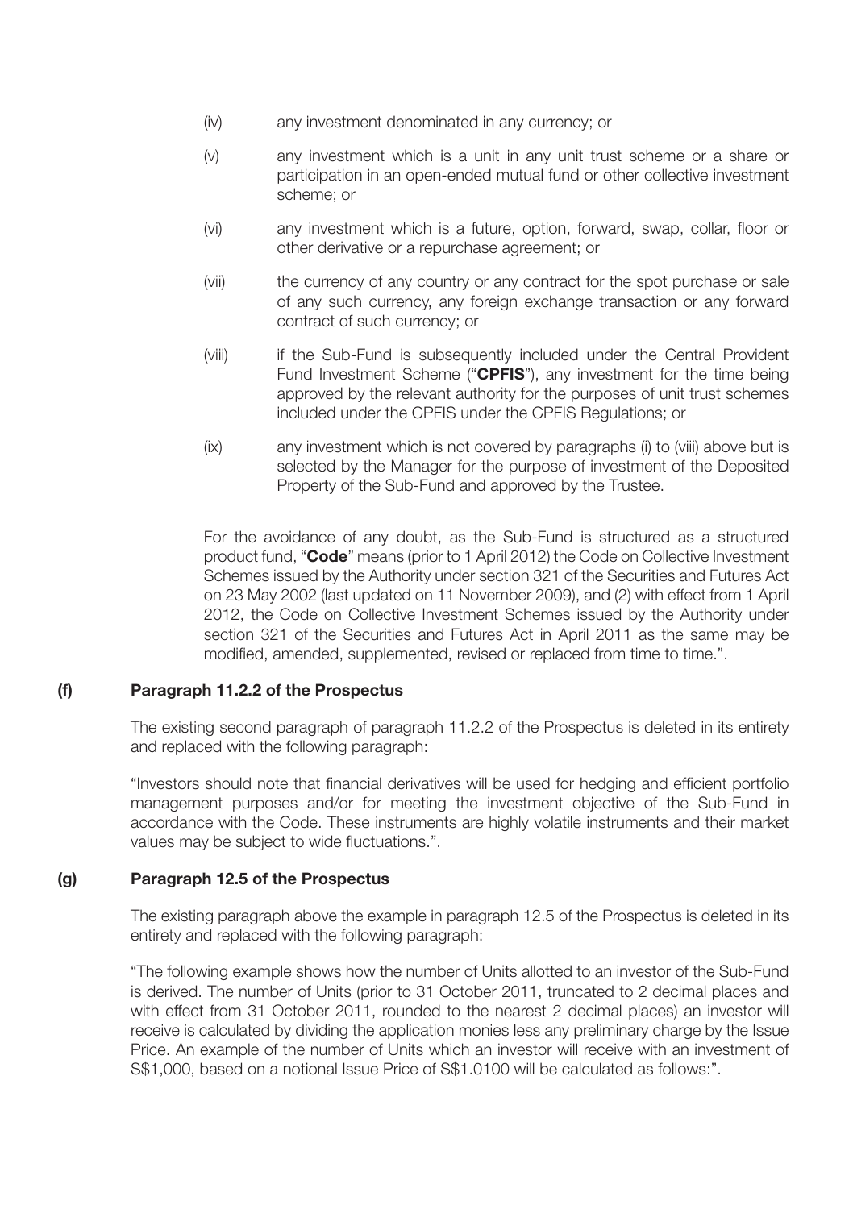(iv) any investment denominated in any currency; or

(v) any investment which is a unit in any unit trust scheme or a share or participation in an open-ended mutual fund or other collective investment scheme; or

(vi) any investment which is a future, option, forward, swap, collar, floor or other derivative or a repurchase agreement; or

(vii) the currency of any country or any contract for the spot purchase or sale of any such currency, any foreign exchange transaction or any forward contract of such currency; or

(viii) if the Sub-Fund is subsequently included under the Central Provident Fund Investment Scheme ("**CPFIS**"), any investment for the time being approved by the relevant authority for the purposes of unit trust schemes included under the CPFIS under the CPFIS Regulations; or

(ix) any investment which is not covered by paragraphs (i) to (viii) above but is selected by the Manager for the purpose of investment of the Deposited Property of the Sub-Fund and approved by the Trustee.

For the avoidance of any doubt, as the Sub-Fund is structured as a structured product fund, "**Code**" means (prior to 1 April 2012) the Code on Collective Investment Schemes issued by the Authority under section 321 of the Securities and Futures Act on 23 May 2002 (last updated on 11 November 2009), and (2) with effect from 1 April 2012, the Code on Collective Investment Schemes issued by the Authority under section 321 of the Securities and Futures Act in April 2011 as the same may be modified, amended, supplemented, revised or replaced from time to time.".

**(f) Paragraph 11.2.2 of the Prospectus**

The existing second paragraph of paragraph 11.2.2 of the Prospectus is deleted in its entirety and replaced with the following paragraph:

"Investors should note that financial derivatives will be used for hedging and efficient portfolio management purposes and/or for meeting the investment objective of the Sub-Fund in accordance with the Code. These instruments are highly volatile instruments and their market values may be subject to wide fluctuations.".

**(g) Paragraph 12.5 of the Prospectus**

The existing paragraph above the example in paragraph 12.5 of the Prospectus is deleted in its entirety and replaced with the following paragraph:

"The following example shows how the number of Units allotted to an investor of the Sub-Fund is derived. The number of Units (prior to 31 October 2011, truncated to 2 decimal places and with effect from 31 October 2011, rounded to the nearest 2 decimal places) an investor will receive is calculated by dividing the application monies less any preliminary charge by the Issue Price. An example of the number of Units which an investor will receive with an investment of S$1,000, based on a notional Issue Price of S$1.0100 will be calculated as follows:".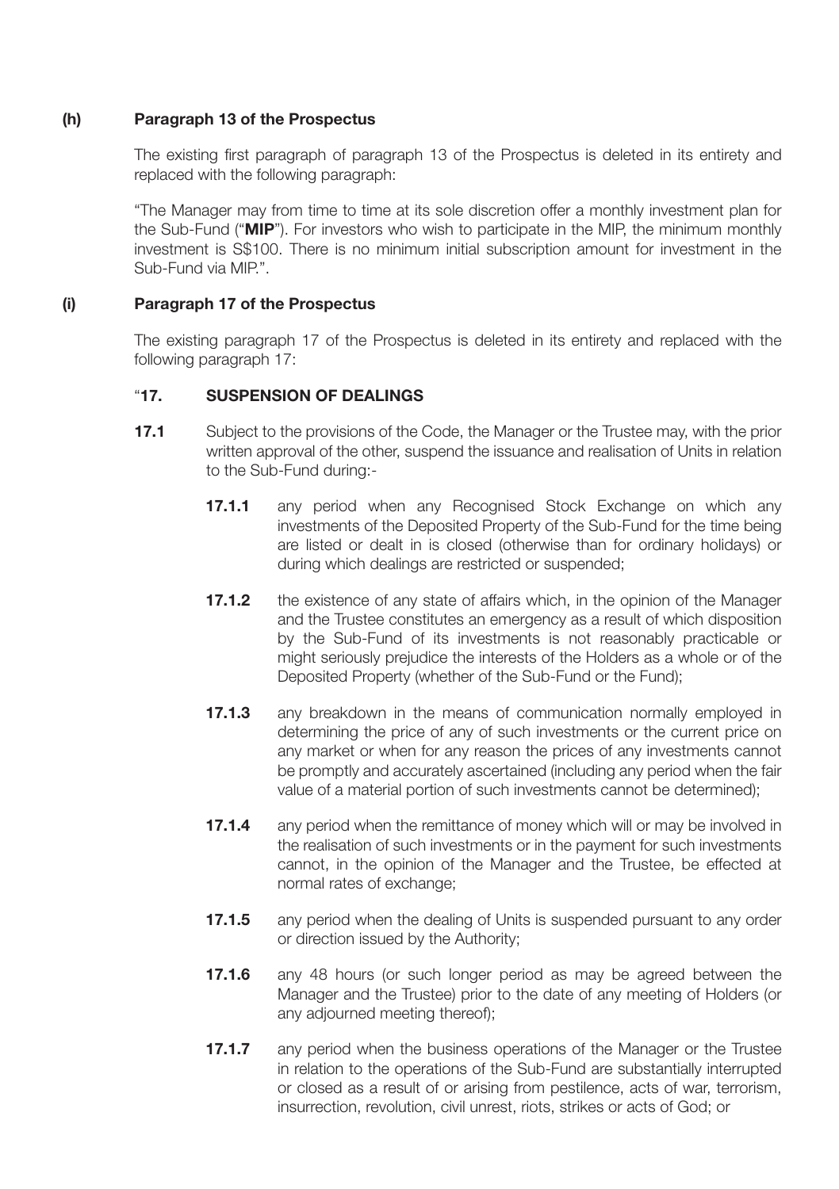**(h) Paragraph 13 of the Prospectus**

The existing first paragraph of paragraph 13 of the Prospectus is deleted in its entirety and replaced with the following paragraph:

"The Manager may from time to time at its sole discretion offer a monthly investment plan for the Sub-Fund ("**MIP**"). For investors who wish to participate in the MIP, the minimum monthly investment is S$100. There is no minimum initial subscription amount for investment in the Sub-Fund via MIP.".

**(i) Paragraph 17 of the Prospectus**

The existing paragraph 17 of the Prospectus is deleted in its entirety and replaced with the following paragraph 17:

"**17. SUSPENSION OF DEALINGS**

**17.1** Subject to the provisions of the Code, the Manager or the Trustee may, with the prior written approval of the other, suspend the issuance and realisation of Units in relation to the Sub-Fund during:-

**17.1.1** any period when any Recognised Stock Exchange on which any investments of the Deposited Property of the Sub-Fund for the time being are listed or dealt in is closed (otherwise than for ordinary holidays) or during which dealings are restricted or suspended;

**17.1.2** the existence of any state of affairs which, in the opinion of the Manager and the Trustee constitutes an emergency as a result of which disposition by the Sub-Fund of its investments is not reasonably practicable or might seriously prejudice the interests of the Holders as a whole or of the Deposited Property (whether of the Sub-Fund or the Fund);

**17.1.3** any breakdown in the means of communication normally employed in determining the price of any of such investments or the current price on any market or when for any reason the prices of any investments cannot be promptly and accurately ascertained (including any period when the fair value of a material portion of such investments cannot be determined);

**17.1.4** any period when the remittance of money which will or may be involved in the realisation of such investments or in the payment for such investments cannot, in the opinion of the Manager and the Trustee, be effected at normal rates of exchange;

**17.1.5** any period when the dealing of Units is suspended pursuant to any order or direction issued by the Authority;

**17.1.6** any 48 hours (or such longer period as may be agreed between the Manager and the Trustee) prior to the date of any meeting of Holders (or any adjourned meeting thereof);

**17.1.7** any period when the business operations of the Manager or the Trustee in relation to the operations of the Sub-Fund are substantially interrupted or closed as a result of or arising from pestilence, acts of war, terrorism, insurrection, revolution, civil unrest, riots, strikes or acts of God; or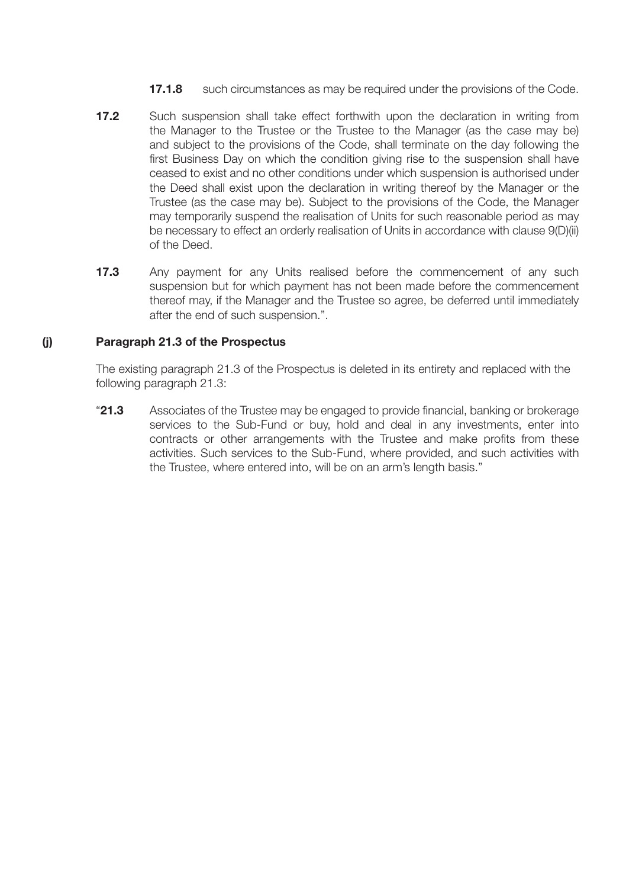**17.1.8** such circumstances as may be required under the provisions of the Code.

**17.2** Such suspension shall take effect forthwith upon the declaration in writing from the Manager to the Trustee or the Trustee to the Manager (as the case may be) and subject to the provisions of the Code, shall terminate on the day following the first Business Day on which the condition giving rise to the suspension shall have ceased to exist and no other conditions under which suspension is authorised under the Deed shall exist upon the declaration in writing thereof by the Manager or the Trustee (as the case may be). Subject to the provisions of the Code, the Manager may temporarily suspend the realisation of Units for such reasonable period as may be necessary to effect an orderly realisation of Units in accordance with clause 9(D)(ii) of the Deed.

**17.3** Any payment for any Units realised before the commencement of any such suspension but for which payment has not been made before the commencement thereof may, if the Manager and the Trustee so agree, be deferred until immediately after the end of such suspension.".

**(j) Paragraph 21.3 of the Prospectus**

The existing paragraph 21.3 of the Prospectus is deleted in its entirety and replaced with the following paragraph 21.3:

"**21.3** Associates of the Trustee may be engaged to provide financial, banking or brokerage services to the Sub-Fund or buy, hold and deal in any investments, enter into contracts or other arrangements with the Trustee and make profits from these activities. Such services to the Sub-Fund, where provided, and such activities with the Trustee, where entered into, will be on an arm's length basis."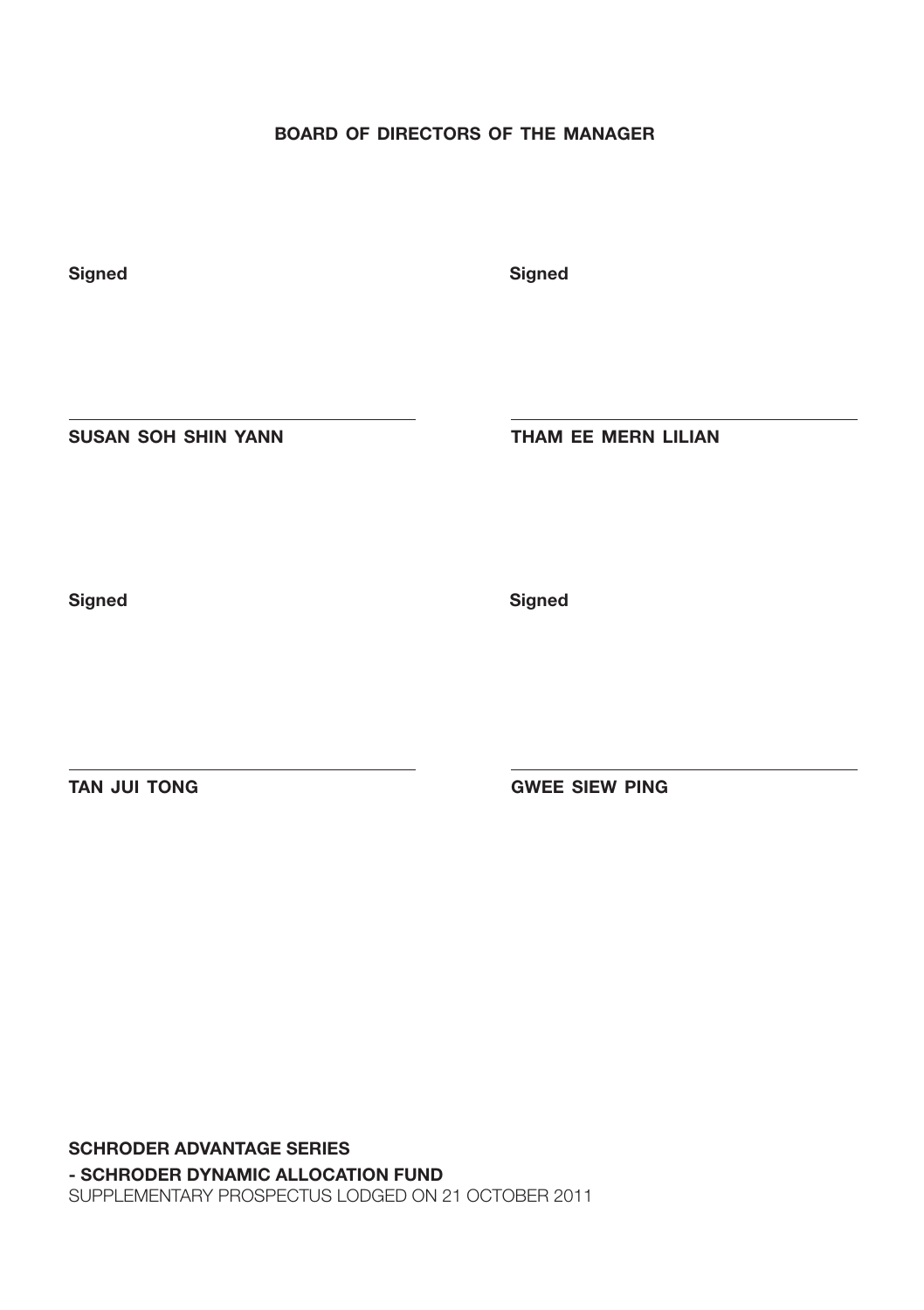**BOARD OF DIRECTORS OF THE MANAGER**

| | |
|---|---|
| **Signed** | **Signed** |
| **SUSAN SOH SHIN YANN** | **THAM EE MERN LILIAN** |
| **Signed** | **Signed** |
| **TAN JUI TONG** | **GWEE SIEW PING** |

**SCHRODER ADVANTAGE SERIES**
**- SCHRODER DYNAMIC ALLOCATION FUND**
SUPPLEMENTARY PROSPECTUS LODGED ON 21 OCTOBER 2011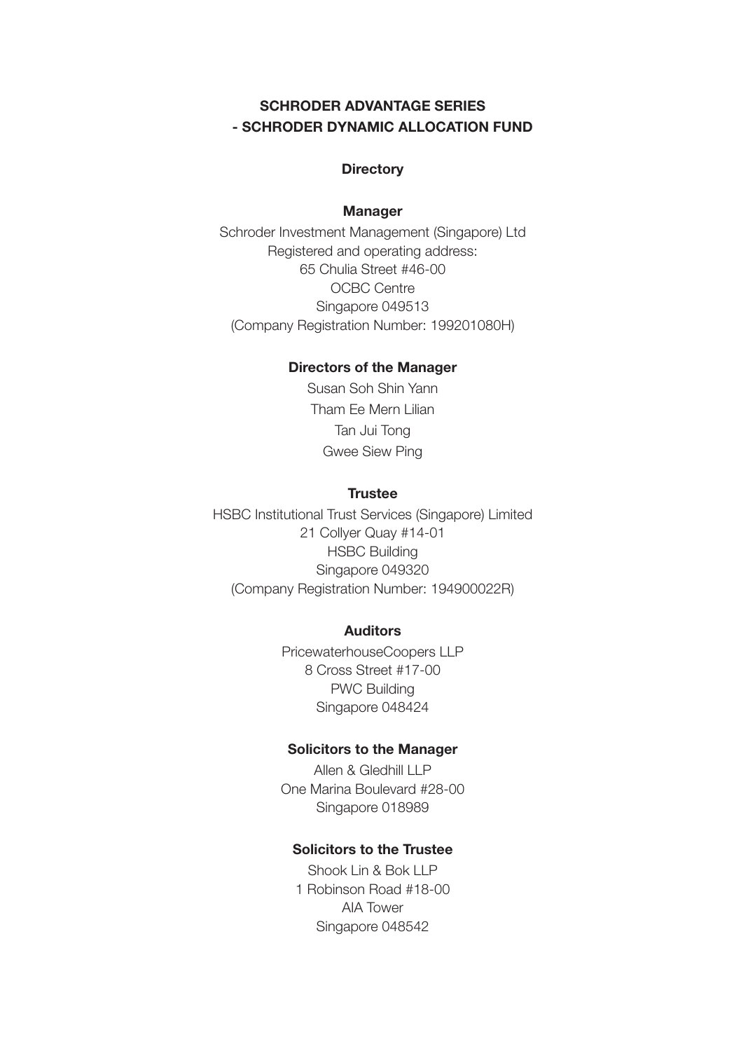# SCHRODER ADVANTAGE SERIES
# - SCHRODER DYNAMIC ALLOCATION FUND

## Directory

### Manager

Schroder Investment Management (Singapore) Ltd
Registered and operating address:
65 Chulia Street #46-00
OCBC Centre
Singapore 049513
(Company Registration Number: 199201080H)

### Directors of the Manager

Susan Soh Shin Yann
Tham Ee Mern Lilian
Tan Jui Tong
Gwee Siew Ping

### Trustee

HSBC Institutional Trust Services (Singapore) Limited
21 Collyer Quay #14-01
HSBC Building
Singapore 049320
(Company Registration Number: 194900022R)

### Auditors

PricewaterhouseCoopers LLP
8 Cross Street #17-00
PWC Building
Singapore 048424

### Solicitors to the Manager

Allen & Gledhill LLP
One Marina Boulevard #28-00
Singapore 018989

### Solicitors to the Trustee

Shook Lin & Bok LLP
1 Robinson Road #18-00
AIA Tower
Singapore 048542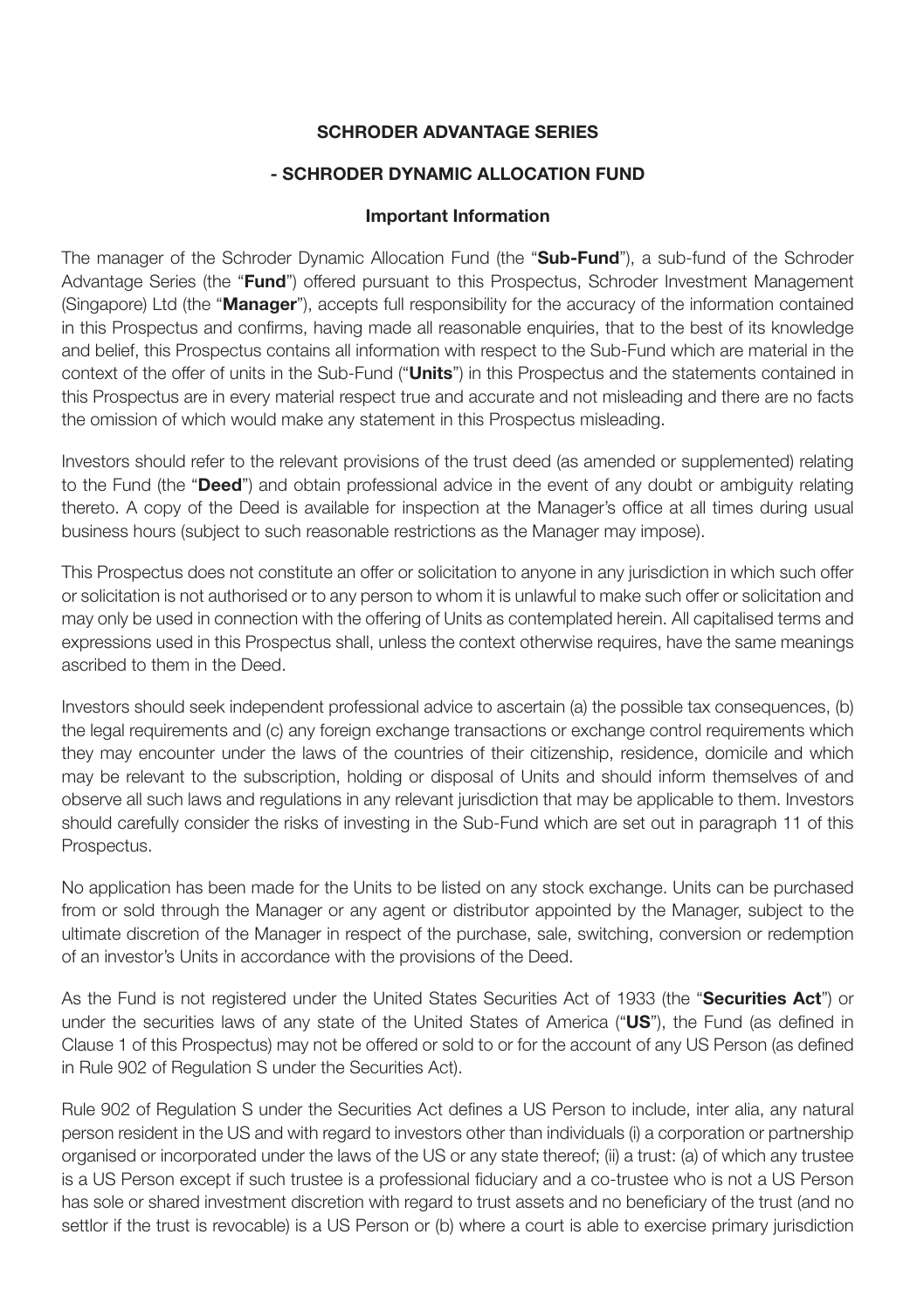**SCHRODER ADVANTAGE SERIES**

**- SCHRODER DYNAMIC ALLOCATION FUND**

**Important Information**

The manager of the Schroder Dynamic Allocation Fund (the "**Sub-Fund**"), a sub-fund of the Schroder Advantage Series (the "**Fund**") offered pursuant to this Prospectus, Schroder Investment Management (Singapore) Ltd (the "**Manager**"), accepts full responsibility for the accuracy of the information contained in this Prospectus and confirms, having made all reasonable enquiries, that to the best of its knowledge and belief, this Prospectus contains all information with respect to the Sub-Fund which are material in the context of the offer of units in the Sub-Fund ("**Units**") in this Prospectus and the statements contained in this Prospectus are in every material respect true and accurate and not misleading and there are no facts the omission of which would make any statement in this Prospectus misleading.

Investors should refer to the relevant provisions of the trust deed (as amended or supplemented) relating to the Fund (the "**Deed**") and obtain professional advice in the event of any doubt or ambiguity relating thereto. A copy of the Deed is available for inspection at the Manager's office at all times during usual business hours (subject to such reasonable restrictions as the Manager may impose).

This Prospectus does not constitute an offer or solicitation to anyone in any jurisdiction in which such offer or solicitation is not authorised or to any person to whom it is unlawful to make such offer or solicitation and may only be used in connection with the offering of Units as contemplated herein. All capitalised terms and expressions used in this Prospectus shall, unless the context otherwise requires, have the same meanings ascribed to them in the Deed.

Investors should seek independent professional advice to ascertain (a) the possible tax consequences, (b) the legal requirements and (c) any foreign exchange transactions or exchange control requirements which they may encounter under the laws of the countries of their citizenship, residence, domicile and which may be relevant to the subscription, holding or disposal of Units and should inform themselves of and observe all such laws and regulations in any relevant jurisdiction that may be applicable to them. Investors should carefully consider the risks of investing in the Sub-Fund which are set out in paragraph 11 of this Prospectus.

No application has been made for the Units to be listed on any stock exchange. Units can be purchased from or sold through the Manager or any agent or distributor appointed by the Manager, subject to the ultimate discretion of the Manager in respect of the purchase, sale, switching, conversion or redemption of an investor's Units in accordance with the provisions of the Deed.

As the Fund is not registered under the United States Securities Act of 1933 (the "**Securities Act**") or under the securities laws of any state of the United States of America ("**US**"), the Fund (as defined in Clause 1 of this Prospectus) may not be offered or sold to or for the account of any US Person (as defined in Rule 902 of Regulation S under the Securities Act).

Rule 902 of Regulation S under the Securities Act defines a US Person to include, inter alia, any natural person resident in the US and with regard to investors other than individuals (i) a corporation or partnership organised or incorporated under the laws of the US or any state thereof; (ii) a trust: (a) of which any trustee is a US Person except if such trustee is a professional fiduciary and a co-trustee who is not a US Person has sole or shared investment discretion with regard to trust assets and no beneficiary of the trust (and no settlor if the trust is revocable) is a US Person or (b) where a court is able to exercise primary jurisdiction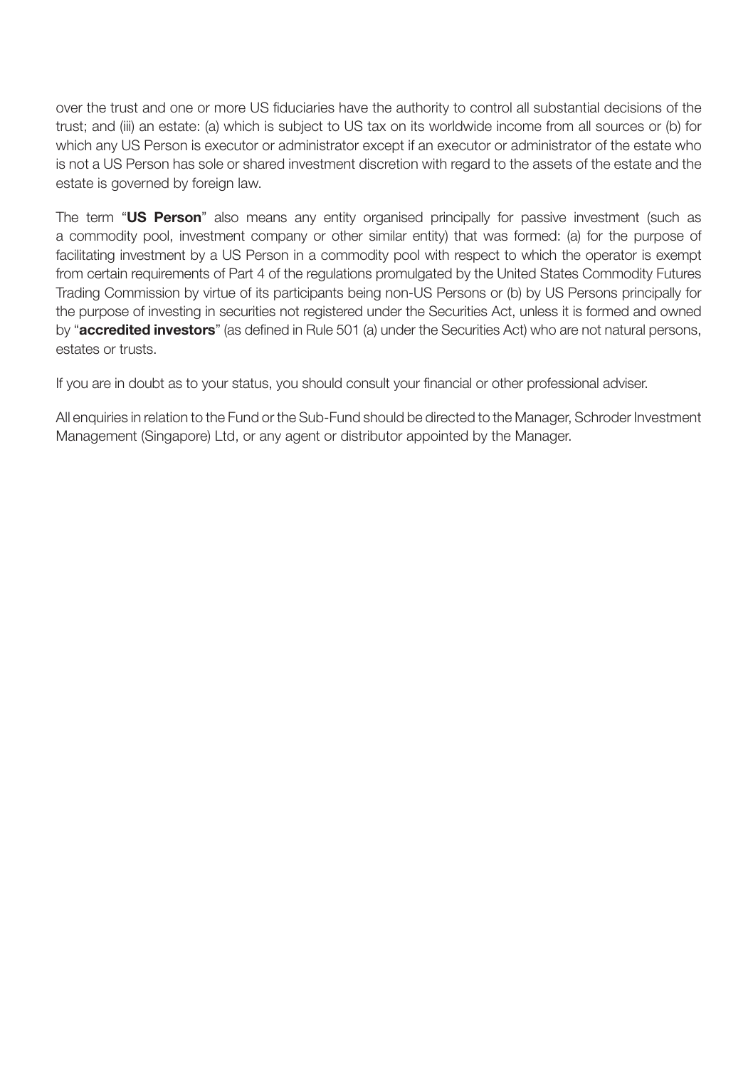over the trust and one or more US fiduciaries have the authority to control all substantial decisions of the trust; and (iii) an estate: (a) which is subject to US tax on its worldwide income from all sources or (b) for which any US Person is executor or administrator except if an executor or administrator of the estate who is not a US Person has sole or shared investment discretion with regard to the assets of the estate and the estate is governed by foreign law.

The term "**US Person**" also means any entity organised principally for passive investment (such as a commodity pool, investment company or other similar entity) that was formed: (a) for the purpose of facilitating investment by a US Person in a commodity pool with respect to which the operator is exempt from certain requirements of Part 4 of the regulations promulgated by the United States Commodity Futures Trading Commission by virtue of its participants being non-US Persons or (b) by US Persons principally for the purpose of investing in securities not registered under the Securities Act, unless it is formed and owned by "**accredited investors**" (as defined in Rule 501 (a) under the Securities Act) who are not natural persons, estates or trusts.

If you are in doubt as to your status, you should consult your financial or other professional adviser.

All enquiries in relation to the Fund or the Sub-Fund should be directed to the Manager, Schroder Investment Management (Singapore) Ltd, or any agent or distributor appointed by the Manager.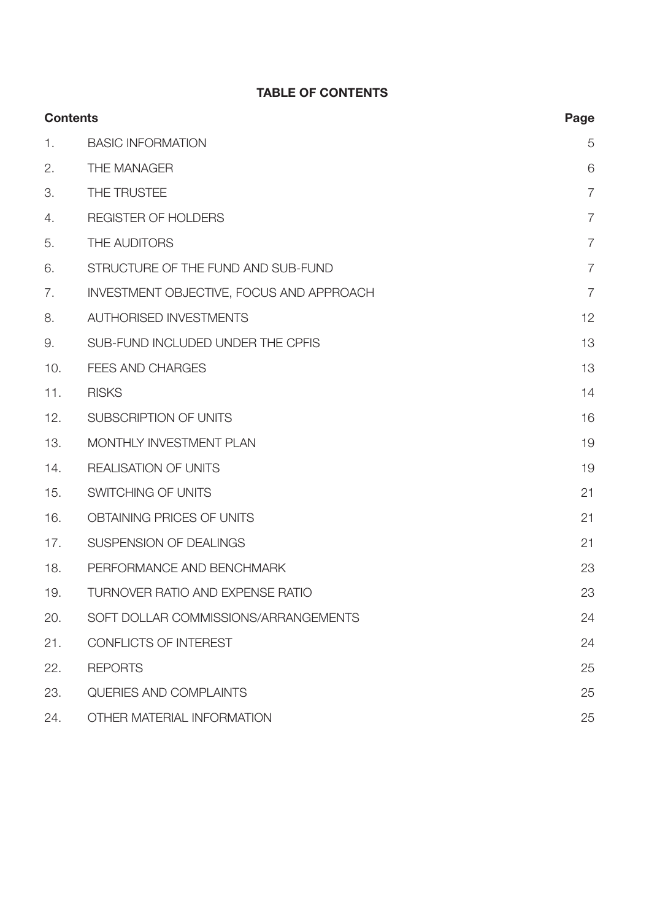# TABLE OF CONTENTS

| Contents | | Page |
|---|---|---|
| 1. | BASIC INFORMATION | 5 |
| 2. | THE MANAGER | 6 |
| 3. | THE TRUSTEE | 7 |
| 4. | REGISTER OF HOLDERS | 7 |
| 5. | THE AUDITORS | 7 |
| 6. | STRUCTURE OF THE FUND AND SUB-FUND | 7 |
| 7. | INVESTMENT OBJECTIVE, FOCUS AND APPROACH | 7 |
| 8. | AUTHORISED INVESTMENTS | 12 |
| 9. | SUB-FUND INCLUDED UNDER THE CPFIS | 13 |
| 10. | FEES AND CHARGES | 13 |
| 11. | RISKS | 14 |
| 12. | SUBSCRIPTION OF UNITS | 16 |
| 13. | MONTHLY INVESTMENT PLAN | 19 |
| 14. | REALISATION OF UNITS | 19 |
| 15. | SWITCHING OF UNITS | 21 |
| 16. | OBTAINING PRICES OF UNITS | 21 |
| 17. | SUSPENSION OF DEALINGS | 21 |
| 18. | PERFORMANCE AND BENCHMARK | 23 |
| 19. | TURNOVER RATIO AND EXPENSE RATIO | 23 |
| 20. | SOFT DOLLAR COMMISSIONS/ARRANGEMENTS | 24 |
| 21. | CONFLICTS OF INTEREST | 24 |
| 22. | REPORTS | 25 |
| 23. | QUERIES AND COMPLAINTS | 25 |
| 24. | OTHER MATERIAL INFORMATION | 25 |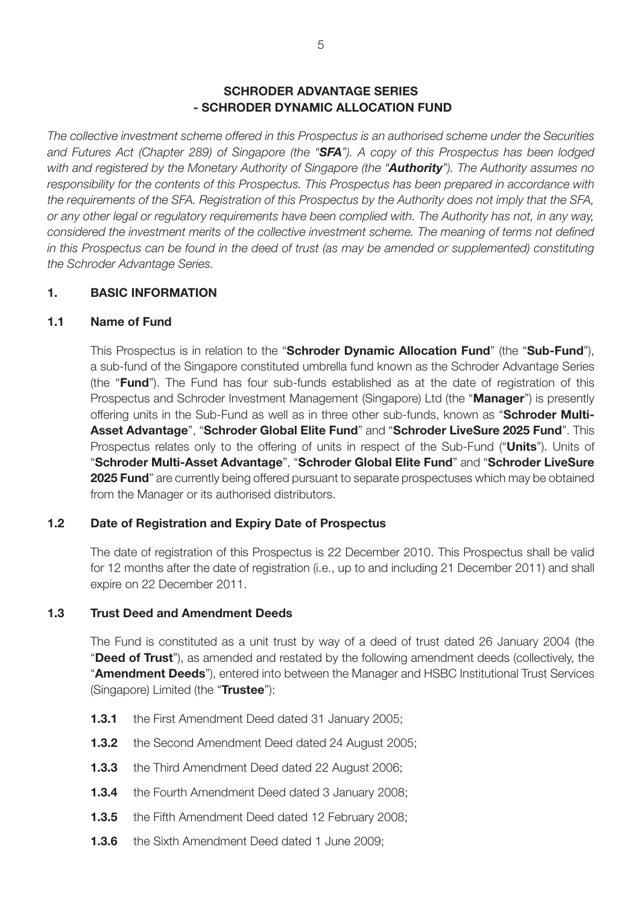# SCHRODER ADVANTAGE SERIES
# - SCHRODER DYNAMIC ALLOCATION FUND

*The collective investment scheme offered in this Prospectus is an authorised scheme under the Securities and Futures Act (Chapter 289) of Singapore (the "**SFA**"). A copy of this Prospectus has been lodged with and registered by the Monetary Authority of Singapore (the "**Authority**"). The Authority assumes no responsibility for the contents of this Prospectus. This Prospectus has been prepared in accordance with the requirements of the SFA. Registration of this Prospectus by the Authority does not imply that the SFA, or any other legal or regulatory requirements have been complied with. The Authority has not, in any way, considered the investment merits of the collective investment scheme. The meaning of terms not defined in this Prospectus can be found in the deed of trust (as may be amended or supplemented) constituting the Schroder Advantage Series.*

## 1. BASIC INFORMATION

### 1.1 Name of Fund

This Prospectus is in relation to the "**Schroder Dynamic Allocation Fund**" (the "**Sub-Fund**"), a sub-fund of the Singapore constituted umbrella fund known as the Schroder Advantage Series (the "**Fund**"). The Fund has four sub-funds established as at the date of registration of this Prospectus and Schroder Investment Management (Singapore) Ltd (the "**Manager**") is presently offering units in the Sub-Fund as well as in three other sub-funds, known as "**Schroder Multi-Asset Advantage**", "**Schroder Global Elite Fund**" and "**Schroder LiveSure 2025 Fund**". This Prospectus relates only to the offering of units in respect of the Sub-Fund ("**Units**"). Units of "**Schroder Multi-Asset Advantage**", "**Schroder Global Elite Fund**" and "**Schroder LiveSure 2025 Fund**" are currently being offered pursuant to separate prospectuses which may be obtained from the Manager or its authorised distributors.

### 1.2 Date of Registration and Expiry Date of Prospectus

The date of registration of this Prospectus is 22 December 2010. This Prospectus shall be valid for 12 months after the date of registration (i.e., up to and including 21 December 2011) and shall expire on 22 December 2011.

### 1.3 Trust Deed and Amendment Deeds

The Fund is constituted as a unit trust by way of a deed of trust dated 26 January 2004 (the "**Deed of Trust**"), as amended and restated by the following amendment deeds (collectively, the "**Amendment Deeds**"), entered into between the Manager and HSBC Institutional Trust Services (Singapore) Limited (the "**Trustee**"):

- **1.3.1** the First Amendment Deed dated 31 January 2005;
- **1.3.2** the Second Amendment Deed dated 24 August 2005;
- **1.3.3** the Third Amendment Deed dated 22 August 2006;
- **1.3.4** the Fourth Amendment Deed dated 3 January 2008;
- **1.3.5** the Fifth Amendment Deed dated 12 February 2008;
- **1.3.6** the Sixth Amendment Deed dated 1 June 2009;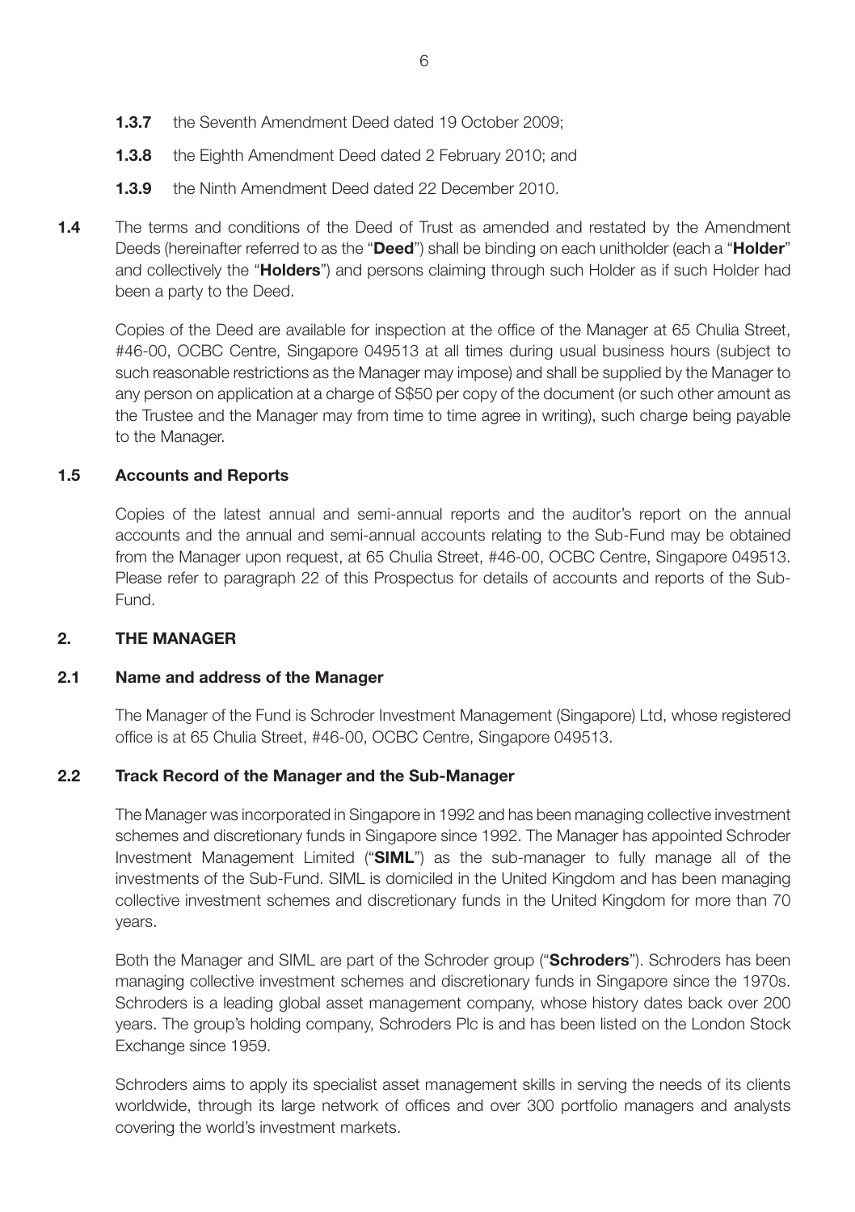**1.3.7** the Seventh Amendment Deed dated 19 October 2009;

**1.3.8** the Eighth Amendment Deed dated 2 February 2010; and

**1.3.9** the Ninth Amendment Deed dated 22 December 2010.

**1.4** The terms and conditions of the Deed of Trust as amended and restated by the Amendment Deeds (hereinafter referred to as the "**Deed**") shall be binding on each unitholder (each a "**Holder**" and collectively the "**Holders**") and persons claiming through such Holder as if such Holder had been a party to the Deed.

Copies of the Deed are available for inspection at the office of the Manager at 65 Chulia Street, #46-00, OCBC Centre, Singapore 049513 at all times during usual business hours (subject to such reasonable restrictions as the Manager may impose) and shall be supplied by the Manager to any person on application at a charge of S$50 per copy of the document (or such other amount as the Trustee and the Manager may from time to time agree in writing), such charge being payable to the Manager.

### 1.5 Accounts and Reports

Copies of the latest annual and semi-annual reports and the auditor's report on the annual accounts and the annual and semi-annual accounts relating to the Sub-Fund may be obtained from the Manager upon request, at 65 Chulia Street, #46-00, OCBC Centre, Singapore 049513. Please refer to paragraph 22 of this Prospectus for details of accounts and reports of the Sub-Fund.

## 2. THE MANAGER

### 2.1 Name and address of the Manager

The Manager of the Fund is Schroder Investment Management (Singapore) Ltd, whose registered office is at 65 Chulia Street, #46-00, OCBC Centre, Singapore 049513.

### 2.2 Track Record of the Manager and the Sub-Manager

The Manager was incorporated in Singapore in 1992 and has been managing collective investment schemes and discretionary funds in Singapore since 1992. The Manager has appointed Schroder Investment Management Limited ("**SIML**") as the sub-manager to fully manage all of the investments of the Sub-Fund. SIML is domiciled in the United Kingdom and has been managing collective investment schemes and discretionary funds in the United Kingdom for more than 70 years.

Both the Manager and SIML are part of the Schroder group ("**Schroders**"). Schroders has been managing collective investment schemes and discretionary funds in Singapore since the 1970s. Schroders is a leading global asset management company, whose history dates back over 200 years. The group's holding company, Schroders Plc is and has been listed on the London Stock Exchange since 1959.

Schroders aims to apply its specialist asset management skills in serving the needs of its clients worldwide, through its large network of offices and over 300 portfolio managers and analysts covering the world's investment markets.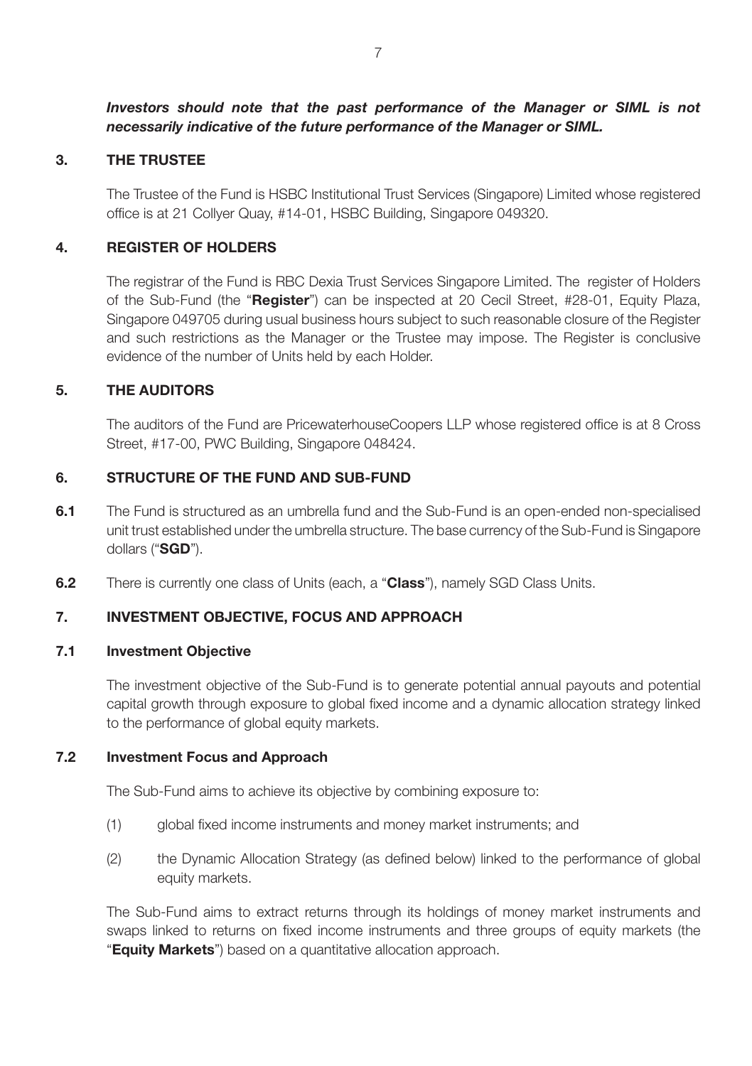***Investors should note that the past performance of the Manager or SIML is not necessarily indicative of the future performance of the Manager or SIML.***

## 3. THE TRUSTEE

The Trustee of the Fund is HSBC Institutional Trust Services (Singapore) Limited whose registered office is at 21 Collyer Quay, #14-01, HSBC Building, Singapore 049320.

## 4. REGISTER OF HOLDERS

The registrar of the Fund is RBC Dexia Trust Services Singapore Limited. The register of Holders of the Sub-Fund (the "**Register**") can be inspected at 20 Cecil Street, #28-01, Equity Plaza, Singapore 049705 during usual business hours subject to such reasonable closure of the Register and such restrictions as the Manager or the Trustee may impose. The Register is conclusive evidence of the number of Units held by each Holder.

## 5. THE AUDITORS

The auditors of the Fund are PricewaterhouseCoopers LLP whose registered office is at 8 Cross Street, #17-00, PWC Building, Singapore 048424.

## 6. STRUCTURE OF THE FUND AND SUB-FUND

**6.1** The Fund is structured as an umbrella fund and the Sub-Fund is an open-ended non-specialised unit trust established under the umbrella structure. The base currency of the Sub-Fund is Singapore dollars ("**SGD**").

**6.2** There is currently one class of Units (each, a "**Class**"), namely SGD Class Units.

## 7. INVESTMENT OBJECTIVE, FOCUS AND APPROACH

### 7.1 Investment Objective

The investment objective of the Sub-Fund is to generate potential annual payouts and potential capital growth through exposure to global fixed income and a dynamic allocation strategy linked to the performance of global equity markets.

### 7.2 Investment Focus and Approach

The Sub-Fund aims to achieve its objective by combining exposure to:

(1) global fixed income instruments and money market instruments; and

(2) the Dynamic Allocation Strategy (as defined below) linked to the performance of global equity markets.

The Sub-Fund aims to extract returns through its holdings of money market instruments and swaps linked to returns on fixed income instruments and three groups of equity markets (the "**Equity Markets**") based on a quantitative allocation approach.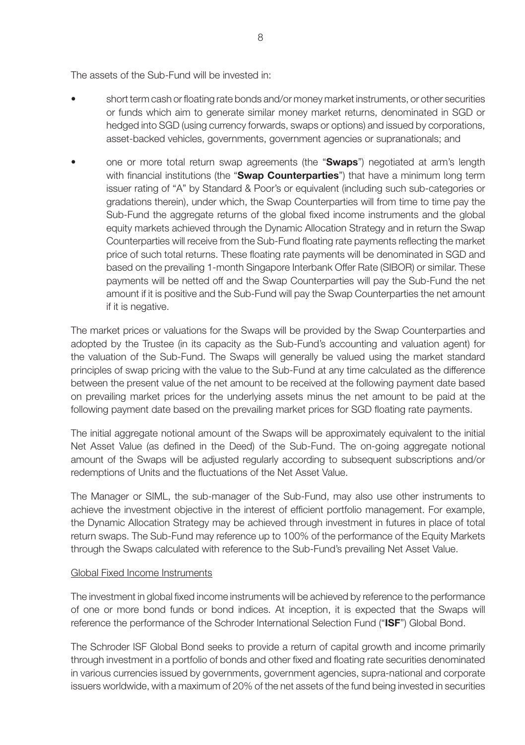The assets of the Sub-Fund will be invested in:

- short term cash or floating rate bonds and/or money market instruments, or other securities or funds which aim to generate similar money market returns, denominated in SGD or hedged into SGD (using currency forwards, swaps or options) and issued by corporations, asset-backed vehicles, governments, government agencies or supranationals; and
- one or more total return swap agreements (the "**Swaps**") negotiated at arm's length with financial institutions (the "**Swap Counterparties**") that have a minimum long term issuer rating of "A" by Standard & Poor's or equivalent (including such sub-categories or gradations therein), under which, the Swap Counterparties will from time to time pay the Sub-Fund the aggregate returns of the global fixed income instruments and the global equity markets achieved through the Dynamic Allocation Strategy and in return the Swap Counterparties will receive from the Sub-Fund floating rate payments reflecting the market price of such total returns. These floating rate payments will be denominated in SGD and based on the prevailing 1-month Singapore Interbank Offer Rate (SIBOR) or similar. These payments will be netted off and the Swap Counterparties will pay the Sub-Fund the net amount if it is positive and the Sub-Fund will pay the Swap Counterparties the net amount if it is negative.

The market prices or valuations for the Swaps will be provided by the Swap Counterparties and adopted by the Trustee (in its capacity as the Sub-Fund's accounting and valuation agent) for the valuation of the Sub-Fund. The Swaps will generally be valued using the market standard principles of swap pricing with the value to the Sub-Fund at any time calculated as the difference between the present value of the net amount to be received at the following payment date based on prevailing market prices for the underlying assets minus the net amount to be paid at the following payment date based on the prevailing market prices for SGD floating rate payments.

The initial aggregate notional amount of the Swaps will be approximately equivalent to the initial Net Asset Value (as defined in the Deed) of the Sub-Fund. The on-going aggregate notional amount of the Swaps will be adjusted regularly according to subsequent subscriptions and/or redemptions of Units and the fluctuations of the Net Asset Value.

The Manager or SIML, the sub-manager of the Sub-Fund, may also use other instruments to achieve the investment objective in the interest of efficient portfolio management. For example, the Dynamic Allocation Strategy may be achieved through investment in futures in place of total return swaps. The Sub-Fund may reference up to 100% of the performance of the Equity Markets through the Swaps calculated with reference to the Sub-Fund's prevailing Net Asset Value.

<u>Global Fixed Income Instruments</u>

The investment in global fixed income instruments will be achieved by reference to the performance of one or more bond funds or bond indices. At inception, it is expected that the Swaps will reference the performance of the Schroder International Selection Fund ("**ISF**") Global Bond.

The Schroder ISF Global Bond seeks to provide a return of capital growth and income primarily through investment in a portfolio of bonds and other fixed and floating rate securities denominated in various currencies issued by governments, government agencies, supra-national and corporate issuers worldwide, with a maximum of 20% of the net assets of the fund being invested in securities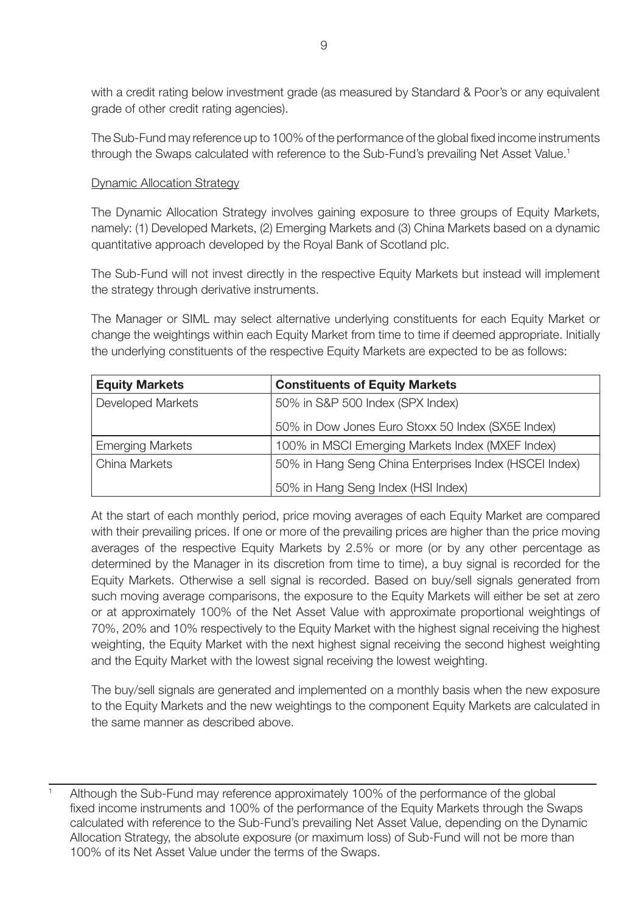with a credit rating below investment grade (as measured by Standard & Poor's or any equivalent grade of other credit rating agencies).

The Sub-Fund may reference up to 100% of the performance of the global fixed income instruments through the Swaps calculated with reference to the Sub-Fund's prevailing Net Asset Value.[1]

Dynamic Allocation Strategy

The Dynamic Allocation Strategy involves gaining exposure to three groups of Equity Markets, namely: (1) Developed Markets, (2) Emerging Markets and (3) China Markets based on a dynamic quantitative approach developed by the Royal Bank of Scotland plc.

The Sub-Fund will not invest directly in the respective Equity Markets but instead will implement the strategy through derivative instruments.

The Manager or SIML may select alternative underlying constituents for each Equity Market or change the weightings within each Equity Market from time to time if deemed appropriate. Initially the underlying constituents of the respective Equity Markets are expected to be as follows:

| **Equity Markets** | **Constituents of Equity Markets** |
|---|---|
| Developed Markets | 50% in S&P 500 Index (SPX Index)<br>50% in Dow Jones Euro Stoxx 50 Index (SX5E Index) |
| Emerging Markets | 100% in MSCI Emerging Markets Index (MXEF Index) |
| China Markets | 50% in Hang Seng China Enterprises Index (HSCEI Index)<br>50% in Hang Seng Index (HSI Index) |

At the start of each monthly period, price moving averages of each Equity Market are compared with their prevailing prices. If one or more of the prevailing prices are higher than the price moving averages of the respective Equity Markets by 2.5% or more (or by any other percentage as determined by the Manager in its discretion from time to time), a buy signal is recorded for the Equity Markets. Otherwise a sell signal is recorded. Based on buy/sell signals generated from such moving average comparisons, the exposure to the Equity Markets will either be set at zero or at approximately 100% of the Net Asset Value with approximate proportional weightings of 70%, 20% and 10% respectively to the Equity Market with the highest signal receiving the highest weighting, the Equity Market with the next highest signal receiving the second highest weighting and the Equity Market with the lowest signal receiving the lowest weighting.

The buy/sell signals are generated and implemented on a monthly basis when the new exposure to the Equity Markets and the new weightings to the component Equity Markets are calculated in the same manner as described above.

---

[1] Although the Sub-Fund may reference approximately 100% of the performance of the global fixed income instruments and 100% of the performance of the Equity Markets through the Swaps calculated with reference to the Sub-Fund's prevailing Net Asset Value, depending on the Dynamic Allocation Strategy, the absolute exposure (or maximum loss) of Sub-Fund will not be more than 100% of its Net Asset Value under the terms of the Swaps.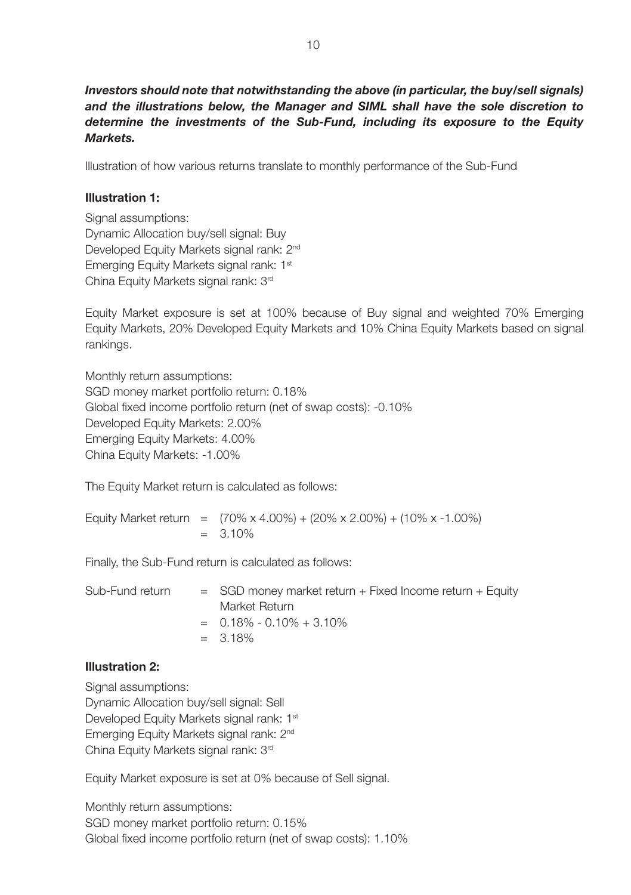***Investors should note that notwithstanding the above (in particular, the buy/sell signals) and the illustrations below, the Manager and SIML shall have the sole discretion to determine the investments of the Sub-Fund, including its exposure to the Equity Markets.***

Illustration of how various returns translate to monthly performance of the Sub-Fund

**Illustration 1:**

Signal assumptions:
Dynamic Allocation buy/sell signal: Buy
Developed Equity Markets signal rank: 2nd
Emerging Equity Markets signal rank: 1st
China Equity Markets signal rank: 3rd

Equity Market exposure is set at 100% because of Buy signal and weighted 70% Emerging Equity Markets, 20% Developed Equity Markets and 10% China Equity Markets based on signal rankings.

Monthly return assumptions:
SGD money market portfolio return: 0.18%
Global fixed income portfolio return (net of swap costs): -0.10%
Developed Equity Markets: 2.00%
Emerging Equity Markets: 4.00%
China Equity Markets: -1.00%

The Equity Market return is calculated as follows:

Equity Market return = (70% x 4.00%) + (20% x 2.00%) + (10% x -1.00%)
= 3.10%

Finally, the Sub-Fund return is calculated as follows:

Sub-Fund return = SGD money market return + Fixed Income return + Equity Market Return
= 0.18% - 0.10% + 3.10%
= 3.18%

**Illustration 2:**

Signal assumptions:
Dynamic Allocation buy/sell signal: Sell
Developed Equity Markets signal rank: 1st
Emerging Equity Markets signal rank: 2nd
China Equity Markets signal rank: 3rd

Equity Market exposure is set at 0% because of Sell signal.

Monthly return assumptions:
SGD money market portfolio return: 0.15%
Global fixed income portfolio return (net of swap costs): 1.10%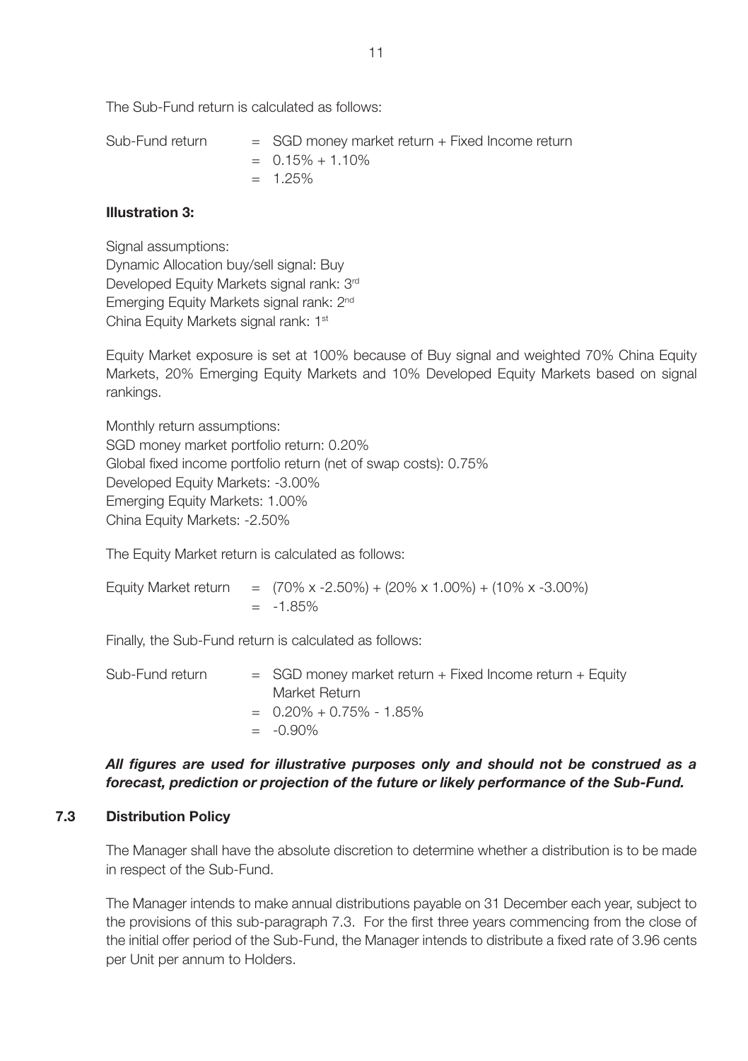The Sub-Fund return is calculated as follows:

Sub-Fund return = SGD money market return + Fixed Income return
= 0.15% + 1.10%
= 1.25%

**Illustration 3:**

Signal assumptions:
Dynamic Allocation buy/sell signal: Buy
Developed Equity Markets signal rank: 3rd
Emerging Equity Markets signal rank: 2nd
China Equity Markets signal rank: 1st

Equity Market exposure is set at 100% because of Buy signal and weighted 70% China Equity Markets, 20% Emerging Equity Markets and 10% Developed Equity Markets based on signal rankings.

Monthly return assumptions:
SGD money market portfolio return: 0.20%
Global fixed income portfolio return (net of swap costs): 0.75%
Developed Equity Markets: -3.00%
Emerging Equity Markets: 1.00%
China Equity Markets: -2.50%

The Equity Market return is calculated as follows:

Equity Market return = (70% x -2.50%) + (20% x 1.00%) + (10% x -3.00%)
= -1.85%

Finally, the Sub-Fund return is calculated as follows:

Sub-Fund return = SGD money market return + Fixed Income return + Equity Market Return
= 0.20% + 0.75% - 1.85%
= -0.90%

***All figures are used for illustrative purposes only and should not be construed as a forecast, prediction or projection of the future or likely performance of the Sub-Fund.***

### 7.3 Distribution Policy

The Manager shall have the absolute discretion to determine whether a distribution is to be made in respect of the Sub-Fund.

The Manager intends to make annual distributions payable on 31 December each year, subject to the provisions of this sub-paragraph 7.3. For the first three years commencing from the close of the initial offer period of the Sub-Fund, the Manager intends to distribute a fixed rate of 3.96 cents per Unit per annum to Holders.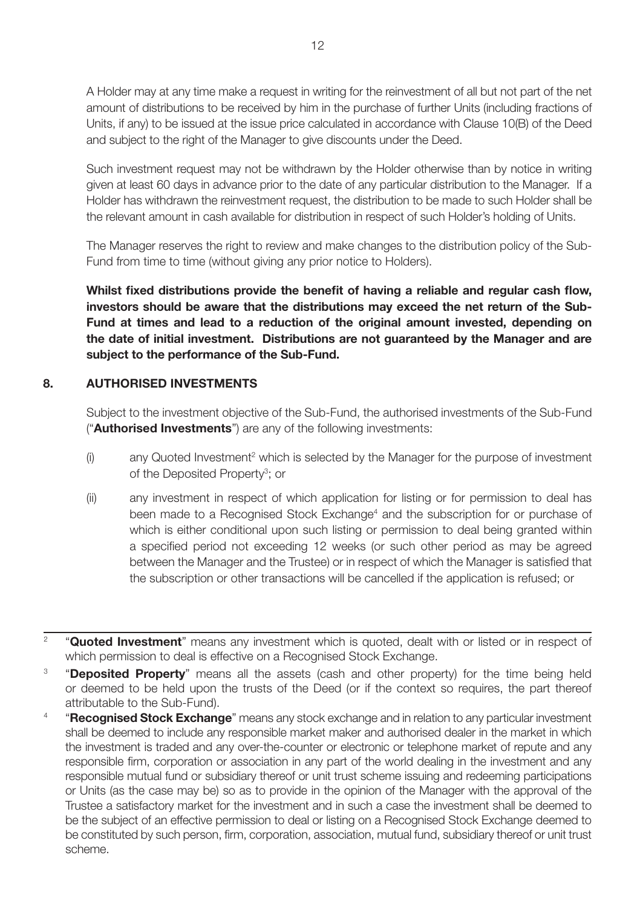A Holder may at any time make a request in writing for the reinvestment of all but not part of the net amount of distributions to be received by him in the purchase of further Units (including fractions of Units, if any) to be issued at the issue price calculated in accordance with Clause 10(B) of the Deed and subject to the right of the Manager to give discounts under the Deed.

Such investment request may not be withdrawn by the Holder otherwise than by notice in writing given at least 60 days in advance prior to the date of any particular distribution to the Manager. If a Holder has withdrawn the reinvestment request, the distribution to be made to such Holder shall be the relevant amount in cash available for distribution in respect of such Holder's holding of Units.

The Manager reserves the right to review and make changes to the distribution policy of the Sub-Fund from time to time (without giving any prior notice to Holders).

**Whilst fixed distributions provide the benefit of having a reliable and regular cash flow, investors should be aware that the distributions may exceed the net return of the Sub-Fund at times and lead to a reduction of the original amount invested, depending on the date of initial investment. Distributions are not guaranteed by the Manager and are subject to the performance of the Sub-Fund.**

## 8. AUTHORISED INVESTMENTS

Subject to the investment objective of the Sub-Fund, the authorised investments of the Sub-Fund ("**Authorised Investments**") are any of the following investments:

(i) any Quoted Investment[2] which is selected by the Manager for the purpose of investment of the Deposited Property[3]; or

(ii) any investment in respect of which application for listing or for permission to deal has been made to a Recognised Stock Exchange[4] and the subscription for or purchase of which is either conditional upon such listing or permission to deal being granted within a specified period not exceeding 12 weeks (or such other period as may be agreed between the Manager and the Trustee) or in respect of which the Manager is satisfied that the subscription or other transactions will be cancelled if the application is refused; or

---

[2] "**Quoted Investment**" means any investment which is quoted, dealt with or listed or in respect of which permission to deal is effective on a Recognised Stock Exchange.

[3] "**Deposited Property**" means all the assets (cash and other property) for the time being held or deemed to be held upon the trusts of the Deed (or if the context so requires, the part thereof attributable to the Sub-Fund).

[4] "**Recognised Stock Exchange**" means any stock exchange and in relation to any particular investment shall be deemed to include any responsible market maker and authorised dealer in the market in which the investment is traded and any over-the-counter or electronic or telephone market of repute and any responsible firm, corporation or association in any part of the world dealing in the investment and any responsible mutual fund or subsidiary thereof or unit trust scheme issuing and redeeming participations or Units (as the case may be) so as to provide in the opinion of the Manager with the approval of the Trustee a satisfactory market for the investment and in such a case the investment shall be deemed to be the subject of an effective permission to deal or listing on a Recognised Stock Exchange deemed to be constituted by such person, firm, corporation, association, mutual fund, subsidiary thereof or unit trust scheme.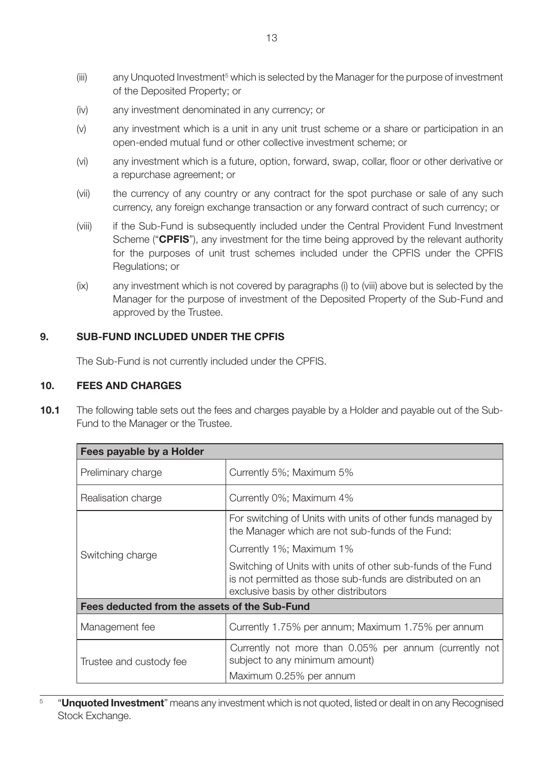(iii) any Unquoted Investment[5] which is selected by the Manager for the purpose of investment of the Deposited Property; or

(iv) any investment denominated in any currency; or

(v) any investment which is a unit in any unit trust scheme or a share or participation in an open-ended mutual fund or other collective investment scheme; or

(vi) any investment which is a future, option, forward, swap, collar, floor or other derivative or a repurchase agreement; or

(vii) the currency of any country or any contract for the spot purchase or sale of any such currency, any foreign exchange transaction or any forward contract of such currency; or

(viii) if the Sub-Fund is subsequently included under the Central Provident Fund Investment Scheme ("**CPFIS**"), any investment for the time being approved by the relevant authority for the purposes of unit trust schemes included under the CPFIS under the CPFIS Regulations; or

(ix) any investment which is not covered by paragraphs (i) to (viii) above but is selected by the Manager for the purpose of investment of the Deposited Property of the Sub-Fund and approved by the Trustee.

## 9. SUB-FUND INCLUDED UNDER THE CPFIS

The Sub-Fund is not currently included under the CPFIS.

## 10. FEES AND CHARGES

**10.1** The following table sets out the fees and charges payable by a Holder and payable out of the Sub-Fund to the Manager or the Trustee.

| **Fees payable by a Holder** | |
|---|---|
| Preliminary charge | Currently 5%; Maximum 5% |
| Realisation charge | Currently 0%; Maximum 4% |
| Switching charge | For switching of Units with units of other funds managed by the Manager which are not sub-funds of the Fund:<br>Currently 1%; Maximum 1%<br>Switching of Units with units of other sub-funds of the Fund is not permitted as those sub-funds are distributed on an exclusive basis by other distributors |
| **Fees deducted from the assets of the Sub-Fund** | |
| Management fee | Currently 1.75% per annum; Maximum 1.75% per annum |
| Trustee and custody fee | Currently not more than 0.05% per annum (currently not subject to any minimum amount)<br>Maximum 0.25% per annum |

[5] "**Unquoted Investment**" means any investment which is not quoted, listed or dealt in on any Recognised Stock Exchange.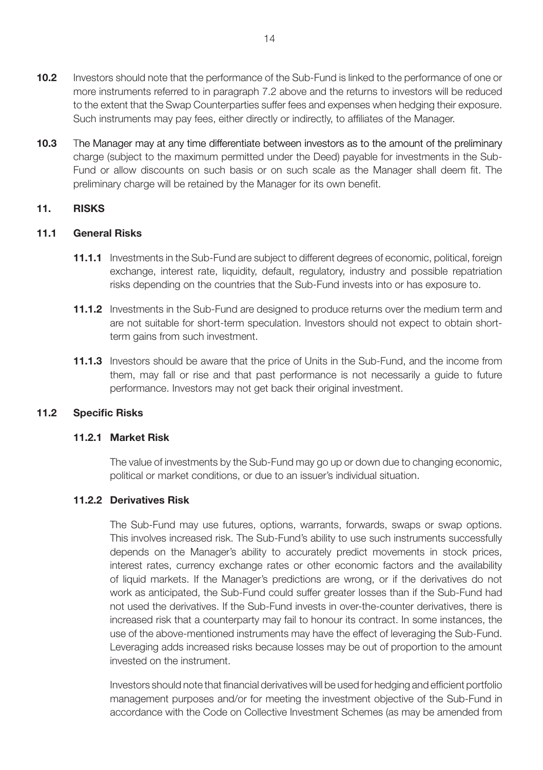**10.2** Investors should note that the performance of the Sub-Fund is linked to the performance of one or more instruments referred to in paragraph 7.2 above and the returns to investors will be reduced to the extent that the Swap Counterparties suffer fees and expenses when hedging their exposure. Such instruments may pay fees, either directly or indirectly, to affiliates of the Manager.

**10.3** The Manager may at any time differentiate between investors as to the amount of the preliminary charge (subject to the maximum permitted under the Deed) payable for investments in the Sub-Fund or allow discounts on such basis or on such scale as the Manager shall deem fit. The preliminary charge will be retained by the Manager for its own benefit.

## 11. RISKS

### 11.1 General Risks

**11.1.1** Investments in the Sub-Fund are subject to different degrees of economic, political, foreign exchange, interest rate, liquidity, default, regulatory, industry and possible repatriation risks depending on the countries that the Sub-Fund invests into or has exposure to.

**11.1.2** Investments in the Sub-Fund are designed to produce returns over the medium term and are not suitable for short-term speculation. Investors should not expect to obtain short-term gains from such investment.

**11.1.3** Investors should be aware that the price of Units in the Sub-Fund, and the income from them, may fall or rise and that past performance is not necessarily a guide to future performance. Investors may not get back their original investment.

### 11.2 Specific Risks

#### 11.2.1 Market Risk

The value of investments by the Sub-Fund may go up or down due to changing economic, political or market conditions, or due to an issuer's individual situation.

#### 11.2.2 Derivatives Risk

The Sub-Fund may use futures, options, warrants, forwards, swaps or swap options. This involves increased risk. The Sub-Fund's ability to use such instruments successfully depends on the Manager's ability to accurately predict movements in stock prices, interest rates, currency exchange rates or other economic factors and the availability of liquid markets. If the Manager's predictions are wrong, or if the derivatives do not work as anticipated, the Sub-Fund could suffer greater losses than if the Sub-Fund had not used the derivatives. If the Sub-Fund invests in over-the-counter derivatives, there is increased risk that a counterparty may fail to honour its contract. In some instances, the use of the above-mentioned instruments may have the effect of leveraging the Sub-Fund. Leveraging adds increased risks because losses may be out of proportion to the amount invested on the instrument.

Investors should note that financial derivatives will be used for hedging and efficient portfolio management purposes and/or for meeting the investment objective of the Sub-Fund in accordance with the Code on Collective Investment Schemes (as may be amended from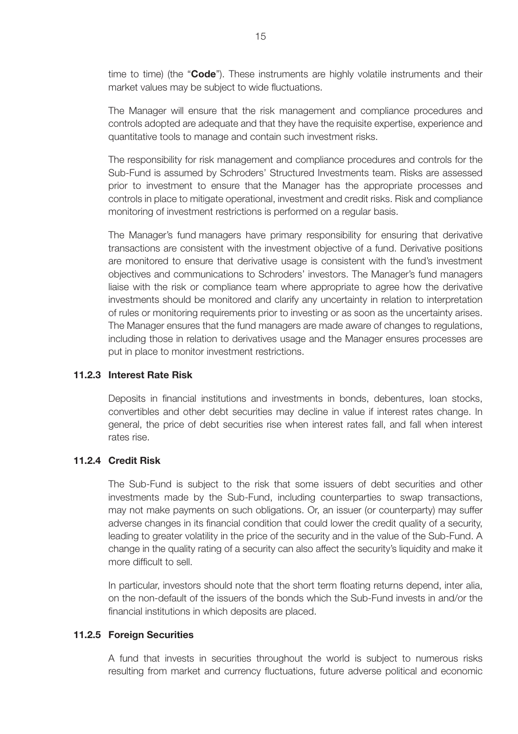time to time) (the "**Code**"). These instruments are highly volatile instruments and their market values may be subject to wide fluctuations.

The Manager will ensure that the risk management and compliance procedures and controls adopted are adequate and that they have the requisite expertise, experience and quantitative tools to manage and contain such investment risks.

The responsibility for risk management and compliance procedures and controls for the Sub-Fund is assumed by Schroders' Structured Investments team. Risks are assessed prior to investment to ensure that the Manager has the appropriate processes and controls in place to mitigate operational, investment and credit risks. Risk and compliance monitoring of investment restrictions is performed on a regular basis.

The Manager's fund managers have primary responsibility for ensuring that derivative transactions are consistent with the investment objective of a fund. Derivative positions are monitored to ensure that derivative usage is consistent with the fund's investment objectives and communications to Schroders' investors. The Manager's fund managers liaise with the risk or compliance team where appropriate to agree how the derivative investments should be monitored and clarify any uncertainty in relation to interpretation of rules or monitoring requirements prior to investing or as soon as the uncertainty arises. The Manager ensures that the fund managers are made aware of changes to regulations, including those in relation to derivatives usage and the Manager ensures processes are put in place to monitor investment restrictions.

### 11.2.3 Interest Rate Risk

Deposits in financial institutions and investments in bonds, debentures, loan stocks, convertibles and other debt securities may decline in value if interest rates change. In general, the price of debt securities rise when interest rates fall, and fall when interest rates rise.

### 11.2.4 Credit Risk

The Sub-Fund is subject to the risk that some issuers of debt securities and other investments made by the Sub-Fund, including counterparties to swap transactions, may not make payments on such obligations. Or, an issuer (or counterparty) may suffer adverse changes in its financial condition that could lower the credit quality of a security, leading to greater volatility in the price of the security and in the value of the Sub-Fund. A change in the quality rating of a security can also affect the security's liquidity and make it more difficult to sell.

In particular, investors should note that the short term floating returns depend, inter alia, on the non-default of the issuers of the bonds which the Sub-Fund invests in and/or the financial institutions in which deposits are placed.

### 11.2.5 Foreign Securities

A fund that invests in securities throughout the world is subject to numerous risks resulting from market and currency fluctuations, future adverse political and economic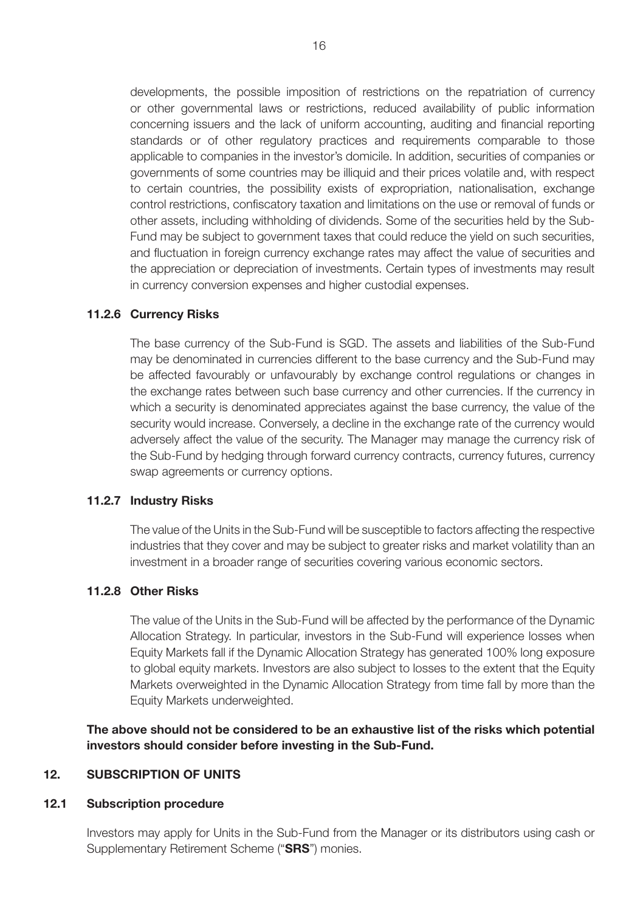developments, the possible imposition of restrictions on the repatriation of currency or other governmental laws or restrictions, reduced availability of public information concerning issuers and the lack of uniform accounting, auditing and financial reporting standards or of other regulatory practices and requirements comparable to those applicable to companies in the investor's domicile. In addition, securities of companies or governments of some countries may be illiquid and their prices volatile and, with respect to certain countries, the possibility exists of expropriation, nationalisation, exchange control restrictions, confiscatory taxation and limitations on the use or removal of funds or other assets, including withholding of dividends. Some of the securities held by the Sub-Fund may be subject to government taxes that could reduce the yield on such securities, and fluctuation in foreign currency exchange rates may affect the value of securities and the appreciation or depreciation of investments. Certain types of investments may result in currency conversion expenses and higher custodial expenses.

#### 11.2.6 Currency Risks

The base currency of the Sub-Fund is SGD. The assets and liabilities of the Sub-Fund may be denominated in currencies different to the base currency and the Sub-Fund may be affected favourably or unfavourably by exchange control regulations or changes in the exchange rates between such base currency and other currencies. If the currency in which a security is denominated appreciates against the base currency, the value of the security would increase. Conversely, a decline in the exchange rate of the currency would adversely affect the value of the security. The Manager may manage the currency risk of the Sub-Fund by hedging through forward currency contracts, currency futures, currency swap agreements or currency options.

#### 11.2.7 Industry Risks

The value of the Units in the Sub-Fund will be susceptible to factors affecting the respective industries that they cover and may be subject to greater risks and market volatility than an investment in a broader range of securities covering various economic sectors.

#### 11.2.8 Other Risks

The value of the Units in the Sub-Fund will be affected by the performance of the Dynamic Allocation Strategy. In particular, investors in the Sub-Fund will experience losses when Equity Markets fall if the Dynamic Allocation Strategy has generated 100% long exposure to global equity markets. Investors are also subject to losses to the extent that the Equity Markets overweighted in the Dynamic Allocation Strategy from time fall by more than the Equity Markets underweighted.

**The above should not be considered to be an exhaustive list of the risks which potential investors should consider before investing in the Sub-Fund.**

## 12. SUBSCRIPTION OF UNITS

### 12.1 Subscription procedure

Investors may apply for Units in the Sub-Fund from the Manager or its distributors using cash or Supplementary Retirement Scheme ("**SRS**") monies.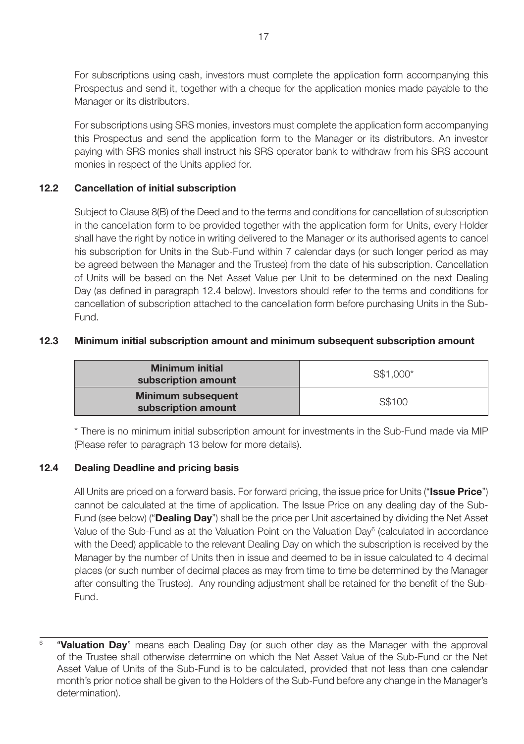For subscriptions using cash, investors must complete the application form accompanying this Prospectus and send it, together with a cheque for the application monies made payable to the Manager or its distributors.

For subscriptions using SRS monies, investors must complete the application form accompanying this Prospectus and send the application form to the Manager or its distributors. An investor paying with SRS monies shall instruct his SRS operator bank to withdraw from his SRS account monies in respect of the Units applied for.

### 12.2 Cancellation of initial subscription

Subject to Clause 8(B) of the Deed and to the terms and conditions for cancellation of subscription in the cancellation form to be provided together with the application form for Units, every Holder shall have the right by notice in writing delivered to the Manager or its authorised agents to cancel his subscription for Units in the Sub-Fund within 7 calendar days (or such longer period as may be agreed between the Manager and the Trustee) from the date of his subscription. Cancellation of Units will be based on the Net Asset Value per Unit to be determined on the next Dealing Day (as defined in paragraph 12.4 below). Investors should refer to the terms and conditions for cancellation of subscription attached to the cancellation form before purchasing Units in the Sub-Fund.

### 12.3 Minimum initial subscription amount and minimum subsequent subscription amount

| | |
|---|---|
| **Minimum initial subscription amount** | S$1,000* |
| **Minimum subsequent subscription amount** | S$100 |

* There is no minimum initial subscription amount for investments in the Sub-Fund made via MIP (Please refer to paragraph 13 below for more details).

### 12.4 Dealing Deadline and pricing basis

All Units are priced on a forward basis. For forward pricing, the issue price for Units ("**Issue Price**") cannot be calculated at the time of application. The Issue Price on any dealing day of the Sub-Fund (see below) ("**Dealing Day**") shall be the price per Unit ascertained by dividing the Net Asset Value of the Sub-Fund as at the Valuation Point on the Valuation Day[6] (calculated in accordance with the Deed) applicable to the relevant Dealing Day on which the subscription is received by the Manager by the number of Units then in issue and deemed to be in issue calculated to 4 decimal places (or such number of decimal places as may from time to time be determined by the Manager after consulting the Trustee). Any rounding adjustment shall be retained for the benefit of the Sub-Fund.

---

[6] "**Valuation Day**" means each Dealing Day (or such other day as the Manager with the approval of the Trustee shall otherwise determine on which the Net Asset Value of the Sub-Fund or the Net Asset Value of Units of the Sub-Fund is to be calculated, provided that not less than one calendar month's prior notice shall be given to the Holders of the Sub-Fund before any change in the Manager's determination).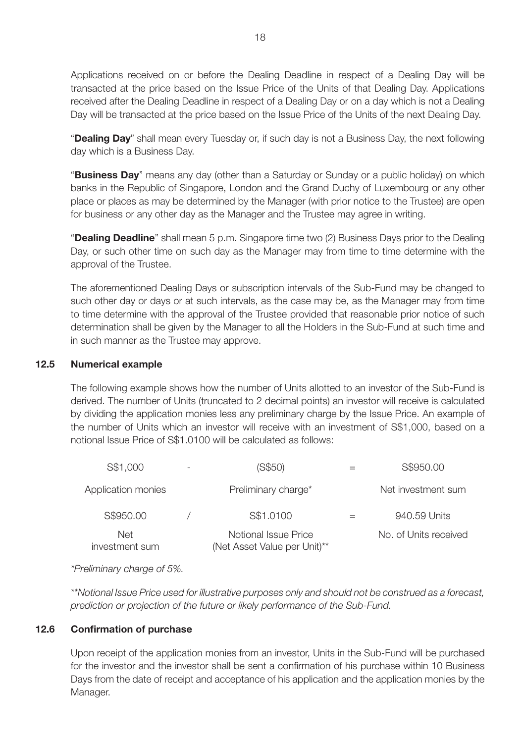Applications received on or before the Dealing Deadline in respect of a Dealing Day will be transacted at the price based on the Issue Price of the Units of that Dealing Day. Applications received after the Dealing Deadline in respect of a Dealing Day or on a day which is not a Dealing Day will be transacted at the price based on the Issue Price of the Units of the next Dealing Day.

"**Dealing Day**" shall mean every Tuesday or, if such day is not a Business Day, the next following day which is a Business Day.

"**Business Day**" means any day (other than a Saturday or Sunday or a public holiday) on which banks in the Republic of Singapore, London and the Grand Duchy of Luxembourg or any other place or places as may be determined by the Manager (with prior notice to the Trustee) are open for business or any other day as the Manager and the Trustee may agree in writing.

"**Dealing Deadline**" shall mean 5 p.m. Singapore time two (2) Business Days prior to the Dealing Day, or such other time on such day as the Manager may from time to time determine with the approval of the Trustee.

The aforementioned Dealing Days or subscription intervals of the Sub-Fund may be changed to such other day or days or at such intervals, as the case may be, as the Manager may from time to time determine with the approval of the Trustee provided that reasonable prior notice of such determination shall be given by the Manager to all the Holders in the Sub-Fund at such time and in such manner as the Trustee may approve.

### 12.5 Numerical example

The following example shows how the number of Units allotted to an investor of the Sub-Fund is derived. The number of Units (truncated to 2 decimal points) an investor will receive is calculated by dividing the application monies less any preliminary charge by the Issue Price. An example of the number of Units which an investor will receive with an investment of S$1,000, based on a notional Issue Price of S$1.0100 will be calculated as follows:

| | | | | |
|---|---|---|---|---|
| S$1,000 | - | (S$50) | = | S$950.00 |
| Application monies | | Preliminary charge* | | Net investment sum |
| S$950.00 | / | S$1.0100 | = | 940.59 Units |
| Net investment sum | | Notional Issue Price (Net Asset Value per Unit)** | | No. of Units received |

*\*Preliminary charge of 5%.*

*\*\*Notional Issue Price used for illustrative purposes only and should not be construed as a forecast, prediction or projection of the future or likely performance of the Sub-Fund.*

### 12.6 Confirmation of purchase

Upon receipt of the application monies from an investor, Units in the Sub-Fund will be purchased for the investor and the investor shall be sent a confirmation of his purchase within 10 Business Days from the date of receipt and acceptance of his application and the application monies by the Manager.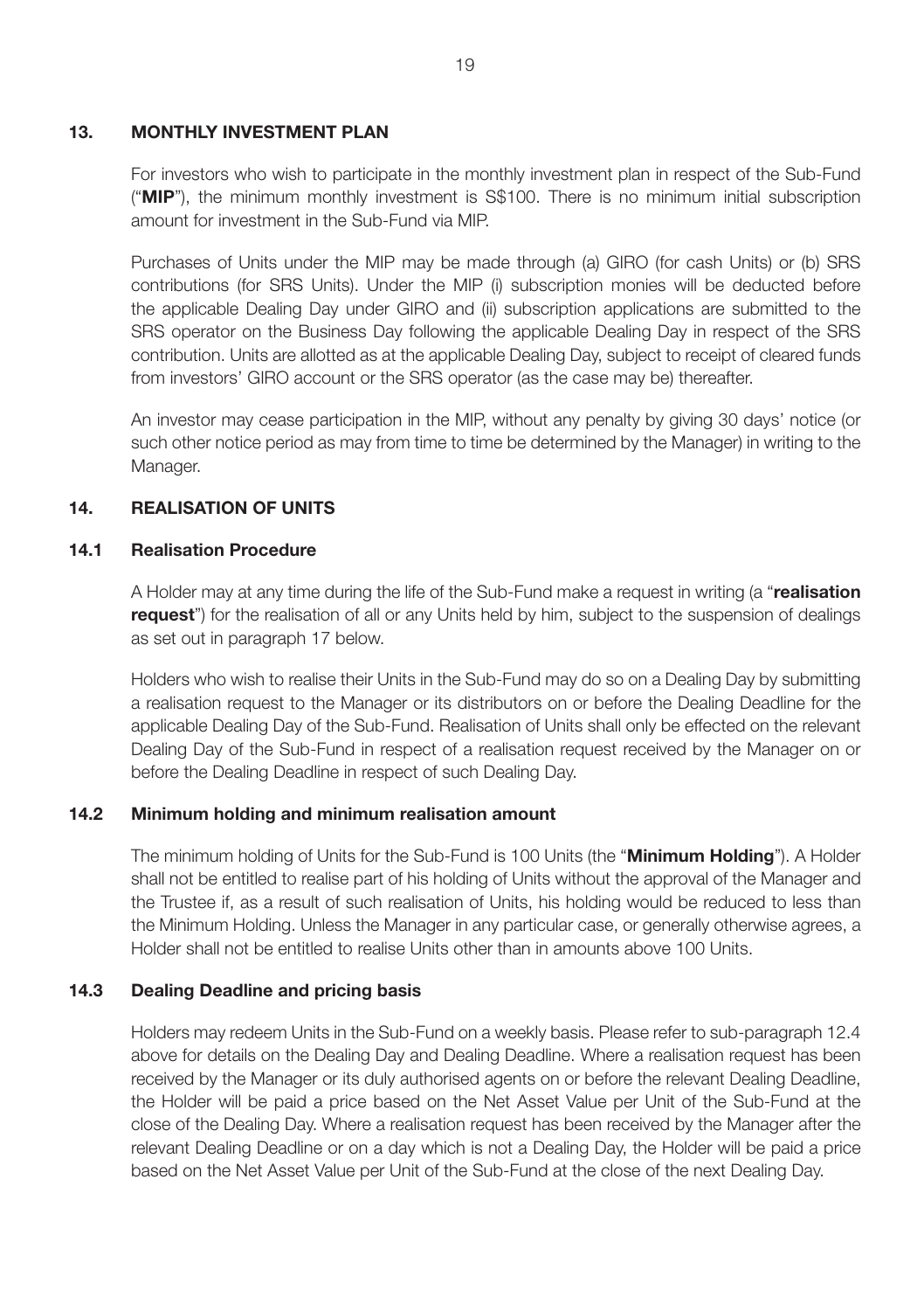## 13. MONTHLY INVESTMENT PLAN

For investors who wish to participate in the monthly investment plan in respect of the Sub-Fund ("**MIP**"), the minimum monthly investment is S$100. There is no minimum initial subscription amount for investment in the Sub-Fund via MIP.

Purchases of Units under the MIP may be made through (a) GIRO (for cash Units) or (b) SRS contributions (for SRS Units). Under the MIP (i) subscription monies will be deducted before the applicable Dealing Day under GIRO and (ii) subscription applications are submitted to the SRS operator on the Business Day following the applicable Dealing Day in respect of the SRS contribution. Units are allotted as at the applicable Dealing Day, subject to receipt of cleared funds from investors' GIRO account or the SRS operator (as the case may be) thereafter.

An investor may cease participation in the MIP, without any penalty by giving 30 days' notice (or such other notice period as may from time to time be determined by the Manager) in writing to the Manager.

## 14. REALISATION OF UNITS

### 14.1 Realisation Procedure

A Holder may at any time during the life of the Sub-Fund make a request in writing (a "**realisation request**") for the realisation of all or any Units held by him, subject to the suspension of dealings as set out in paragraph 17 below.

Holders who wish to realise their Units in the Sub-Fund may do so on a Dealing Day by submitting a realisation request to the Manager or its distributors on or before the Dealing Deadline for the applicable Dealing Day of the Sub-Fund. Realisation of Units shall only be effected on the relevant Dealing Day of the Sub-Fund in respect of a realisation request received by the Manager on or before the Dealing Deadline in respect of such Dealing Day.

### 14.2 Minimum holding and minimum realisation amount

The minimum holding of Units for the Sub-Fund is 100 Units (the "**Minimum Holding**"). A Holder shall not be entitled to realise part of his holding of Units without the approval of the Manager and the Trustee if, as a result of such realisation of Units, his holding would be reduced to less than the Minimum Holding. Unless the Manager in any particular case, or generally otherwise agrees, a Holder shall not be entitled to realise Units other than in amounts above 100 Units.

### 14.3 Dealing Deadline and pricing basis

Holders may redeem Units in the Sub-Fund on a weekly basis. Please refer to sub-paragraph 12.4 above for details on the Dealing Day and Dealing Deadline. Where a realisation request has been received by the Manager or its duly authorised agents on or before the relevant Dealing Deadline, the Holder will be paid a price based on the Net Asset Value per Unit of the Sub-Fund at the close of the Dealing Day. Where a realisation request has been received by the Manager after the relevant Dealing Deadline or on a day which is not a Dealing Day, the Holder will be paid a price based on the Net Asset Value per Unit of the Sub-Fund at the close of the next Dealing Day.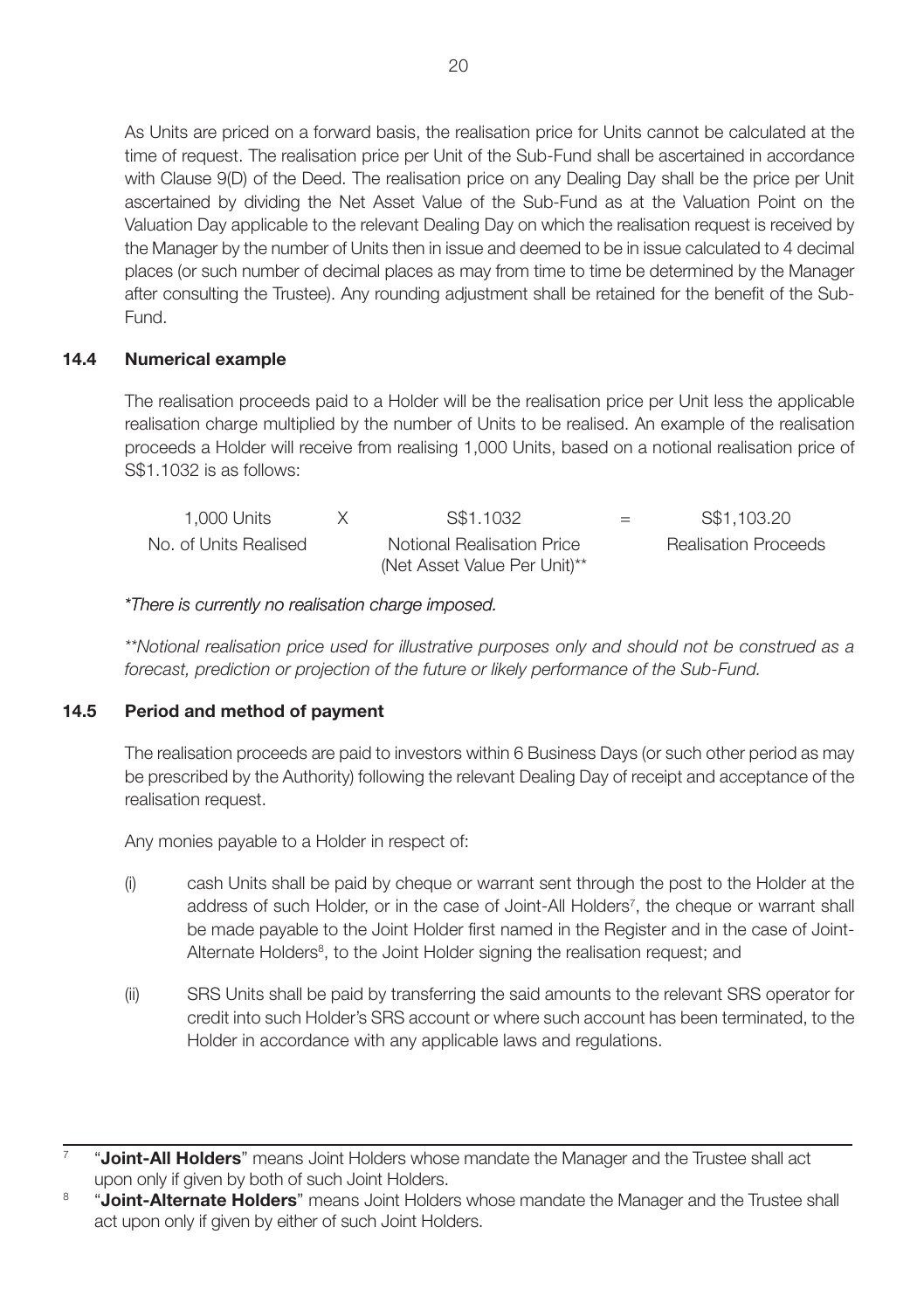As Units are priced on a forward basis, the realisation price for Units cannot be calculated at the time of request. The realisation price per Unit of the Sub-Fund shall be ascertained in accordance with Clause 9(D) of the Deed. The realisation price on any Dealing Day shall be the price per Unit ascertained by dividing the Net Asset Value of the Sub-Fund as at the Valuation Point on the Valuation Day applicable to the relevant Dealing Day on which the realisation request is received by the Manager by the number of Units then in issue and deemed to be in issue calculated to 4 decimal places (or such number of decimal places as may from time to time be determined by the Manager after consulting the Trustee). Any rounding adjustment shall be retained for the benefit of the Sub-Fund.

### 14.4 Numerical example

The realisation proceeds paid to a Holder will be the realisation price per Unit less the applicable realisation charge multiplied by the number of Units to be realised. An example of the realisation proceeds a Holder will receive from realising 1,000 Units, based on a notional realisation price of S$1.1032 is as follows:

| 1,000 Units | X | S$1.1032 | = | S$1,103.20 |
|---|---|---|---|---|
| No. of Units Realised | | Notional Realisation Price (Net Asset Value Per Unit)** | | Realisation Proceeds |

*\*There is currently no realisation charge imposed.*

*\*\*Notional realisation price used for illustrative purposes only and should not be construed as a forecast, prediction or projection of the future or likely performance of the Sub-Fund.*

### 14.5 Period and method of payment

The realisation proceeds are paid to investors within 6 Business Days (or such other period as may be prescribed by the Authority) following the relevant Dealing Day of receipt and acceptance of the realisation request.

Any monies payable to a Holder in respect of:

(i) cash Units shall be paid by cheque or warrant sent through the post to the Holder at the address of such Holder, or in the case of Joint-All Holders[7], the cheque or warrant shall be made payable to the Joint Holder first named in the Register and in the case of Joint-Alternate Holders[8], to the Joint Holder signing the realisation request; and

(ii) SRS Units shall be paid by transferring the said amounts to the relevant SRS operator for credit into such Holder's SRS account or where such account has been terminated, to the Holder in accordance with any applicable laws and regulations.

---

[7] "**Joint-All Holders**" means Joint Holders whose mandate the Manager and the Trustee shall act upon only if given by both of such Joint Holders.

[8] "**Joint-Alternate Holders**" means Joint Holders whose mandate the Manager and the Trustee shall act upon only if given by either of such Joint Holders.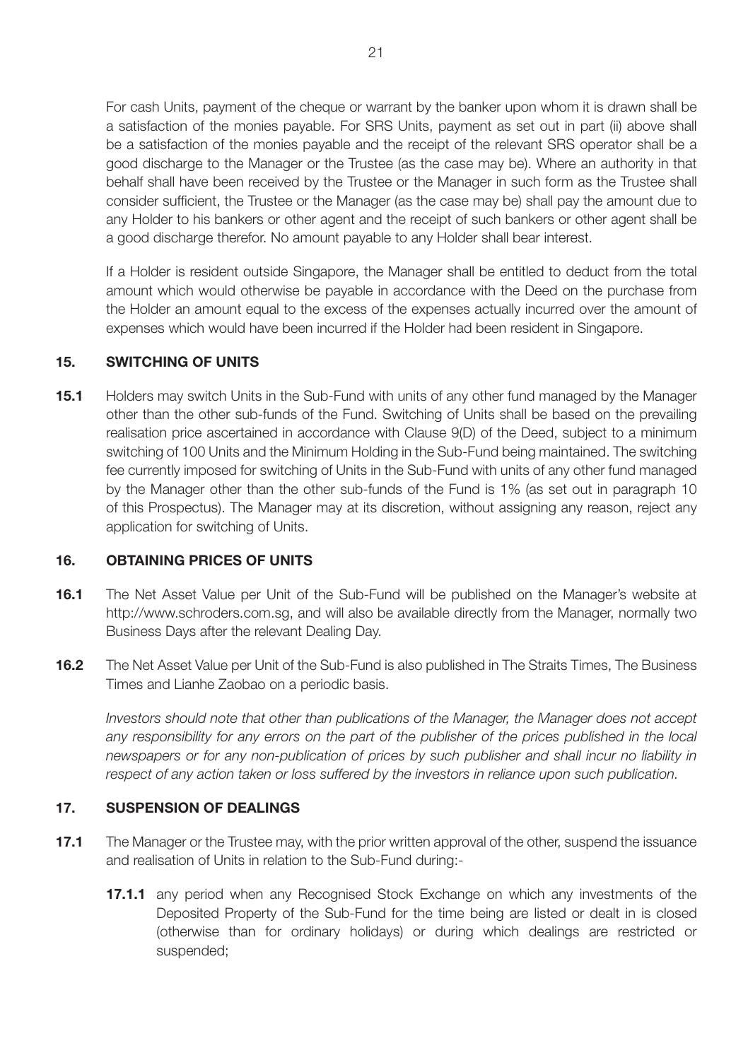For cash Units, payment of the cheque or warrant by the banker upon whom it is drawn shall be a satisfaction of the monies payable. For SRS Units, payment as set out in part (ii) above shall be a satisfaction of the monies payable and the receipt of the relevant SRS operator shall be a good discharge to the Manager or the Trustee (as the case may be). Where an authority in that behalf shall have been received by the Trustee or the Manager in such form as the Trustee shall consider sufficient, the Trustee or the Manager (as the case may be) shall pay the amount due to any Holder to his bankers or other agent and the receipt of such bankers or other agent shall be a good discharge therefor. No amount payable to any Holder shall bear interest.

If a Holder is resident outside Singapore, the Manager shall be entitled to deduct from the total amount which would otherwise be payable in accordance with the Deed on the purchase from the Holder an amount equal to the excess of the expenses actually incurred over the amount of expenses which would have been incurred if the Holder had been resident in Singapore.

## 15. SWITCHING OF UNITS

**15.1** Holders may switch Units in the Sub-Fund with units of any other fund managed by the Manager other than the other sub-funds of the Fund. Switching of Units shall be based on the prevailing realisation price ascertained in accordance with Clause 9(D) of the Deed, subject to a minimum switching of 100 Units and the Minimum Holding in the Sub-Fund being maintained. The switching fee currently imposed for switching of Units in the Sub-Fund with units of any other fund managed by the Manager other than the other sub-funds of the Fund is 1% (as set out in paragraph 10 of this Prospectus). The Manager may at its discretion, without assigning any reason, reject any application for switching of Units.

## 16. OBTAINING PRICES OF UNITS

**16.1** The Net Asset Value per Unit of the Sub-Fund will be published on the Manager's website at http://www.schroders.com.sg, and will also be available directly from the Manager, normally two Business Days after the relevant Dealing Day.

**16.2** The Net Asset Value per Unit of the Sub-Fund is also published in The Straits Times, The Business Times and Lianhe Zaobao on a periodic basis.

*Investors should note that other than publications of the Manager, the Manager does not accept any responsibility for any errors on the part of the publisher of the prices published in the local newspapers or for any non-publication of prices by such publisher and shall incur no liability in respect of any action taken or loss suffered by the investors in reliance upon such publication.*

## 17. SUSPENSION OF DEALINGS

**17.1** The Manager or the Trustee may, with the prior written approval of the other, suspend the issuance and realisation of Units in relation to the Sub-Fund during:-

**17.1.1** any period when any Recognised Stock Exchange on which any investments of the Deposited Property of the Sub-Fund for the time being are listed or dealt in is closed (otherwise than for ordinary holidays) or during which dealings are restricted or suspended;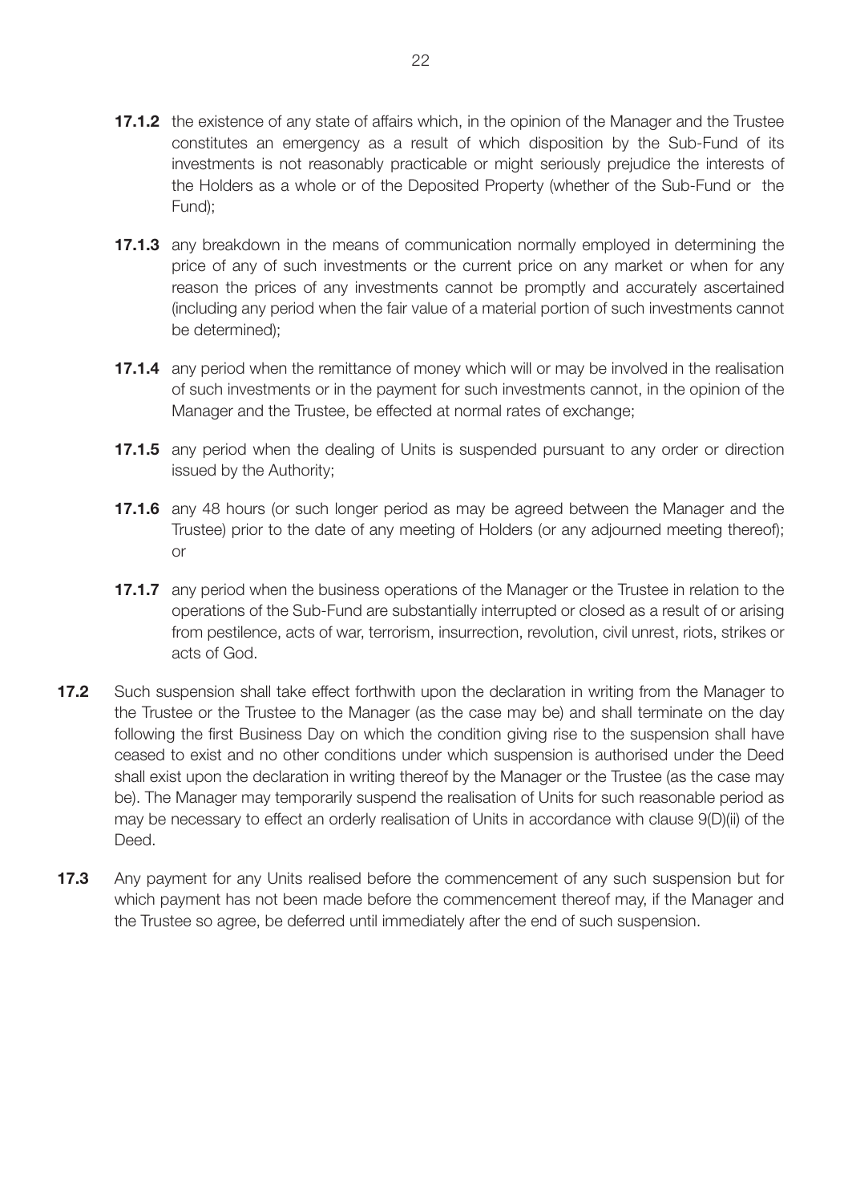**17.1.2** the existence of any state of affairs which, in the opinion of the Manager and the Trustee constitutes an emergency as a result of which disposition by the Sub-Fund of its investments is not reasonably practicable or might seriously prejudice the interests of the Holders as a whole or of the Deposited Property (whether of the Sub-Fund or the Fund);

**17.1.3** any breakdown in the means of communication normally employed in determining the price of any of such investments or the current price on any market or when for any reason the prices of any investments cannot be promptly and accurately ascertained (including any period when the fair value of a material portion of such investments cannot be determined);

**17.1.4** any period when the remittance of money which will or may be involved in the realisation of such investments or in the payment for such investments cannot, in the opinion of the Manager and the Trustee, be effected at normal rates of exchange;

**17.1.5** any period when the dealing of Units is suspended pursuant to any order or direction issued by the Authority;

**17.1.6** any 48 hours (or such longer period as may be agreed between the Manager and the Trustee) prior to the date of any meeting of Holders (or any adjourned meeting thereof); or

**17.1.7** any period when the business operations of the Manager or the Trustee in relation to the operations of the Sub-Fund are substantially interrupted or closed as a result of or arising from pestilence, acts of war, terrorism, insurrection, revolution, civil unrest, riots, strikes or acts of God.

**17.2** Such suspension shall take effect forthwith upon the declaration in writing from the Manager to the Trustee or the Trustee to the Manager (as the case may be) and shall terminate on the day following the first Business Day on which the condition giving rise to the suspension shall have ceased to exist and no other conditions under which suspension is authorised under the Deed shall exist upon the declaration in writing thereof by the Manager or the Trustee (as the case may be). The Manager may temporarily suspend the realisation of Units for such reasonable period as may be necessary to effect an orderly realisation of Units in accordance with clause 9(D)(ii) of the Deed.

**17.3** Any payment for any Units realised before the commencement of any such suspension but for which payment has not been made before the commencement thereof may, if the Manager and the Trustee so agree, be deferred until immediately after the end of such suspension.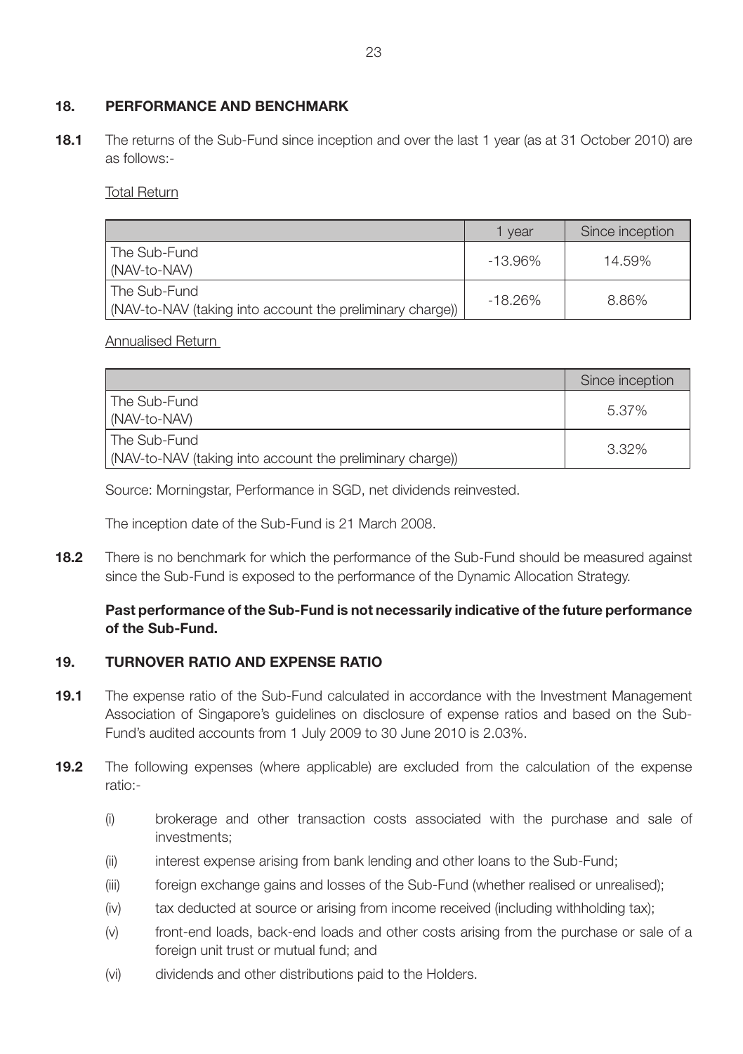## 18. PERFORMANCE AND BENCHMARK

**18.1** The returns of the Sub-Fund since inception and over the last 1 year (as at 31 October 2010) are as follows:-

Total Return

| | 1 year | Since inception |
|---|---|---|
| The Sub-Fund (NAV-to-NAV) | -13.96% | 14.59% |
| The Sub-Fund (NAV-to-NAV (taking into account the preliminary charge)) | -18.26% | 8.86% |

Annualised Return

| | Since inception |
|---|---|
| The Sub-Fund (NAV-to-NAV) | 5.37% |
| The Sub-Fund (NAV-to-NAV (taking into account the preliminary charge)) | 3.32% |

Source: Morningstar, Performance in SGD, net dividends reinvested.

The inception date of the Sub-Fund is 21 March 2008.

**18.2** There is no benchmark for which the performance of the Sub-Fund should be measured against since the Sub-Fund is exposed to the performance of the Dynamic Allocation Strategy.

**Past performance of the Sub-Fund is not necessarily indicative of the future performance of the Sub-Fund.**

## 19. TURNOVER RATIO AND EXPENSE RATIO

**19.1** The expense ratio of the Sub-Fund calculated in accordance with the Investment Management Association of Singapore's guidelines on disclosure of expense ratios and based on the Sub-Fund's audited accounts from 1 July 2009 to 30 June 2010 is 2.03%.

**19.2** The following expenses (where applicable) are excluded from the calculation of the expense ratio:-

(i) brokerage and other transaction costs associated with the purchase and sale of investments;

(ii) interest expense arising from bank lending and other loans to the Sub-Fund;

(iii) foreign exchange gains and losses of the Sub-Fund (whether realised or unrealised);

(iv) tax deducted at source or arising from income received (including withholding tax);

(v) front-end loads, back-end loads and other costs arising from the purchase or sale of a foreign unit trust or mutual fund; and

(vi) dividends and other distributions paid to the Holders.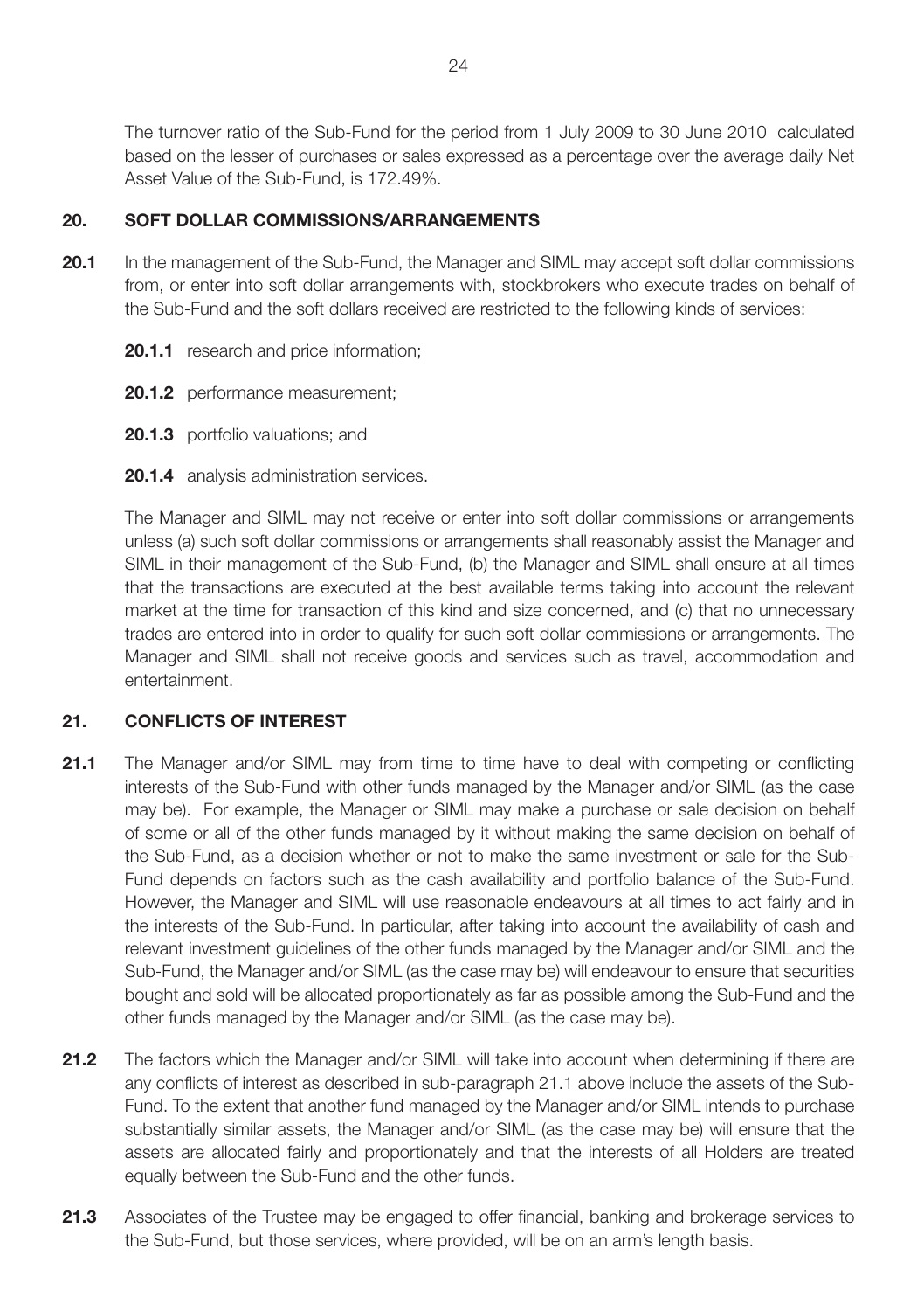The turnover ratio of the Sub-Fund for the period from 1 July 2009 to 30 June 2010 calculated based on the lesser of purchases or sales expressed as a percentage over the average daily Net Asset Value of the Sub-Fund, is 172.49%.

## 20. SOFT DOLLAR COMMISSIONS/ARRANGEMENTS

**20.1** In the management of the Sub-Fund, the Manager and SIML may accept soft dollar commissions from, or enter into soft dollar arrangements with, stockbrokers who execute trades on behalf of the Sub-Fund and the soft dollars received are restricted to the following kinds of services:

**20.1.1** research and price information;

**20.1.2** performance measurement;

**20.1.3** portfolio valuations; and

**20.1.4** analysis administration services.

The Manager and SIML may not receive or enter into soft dollar commissions or arrangements unless (a) such soft dollar commissions or arrangements shall reasonably assist the Manager and SIML in their management of the Sub-Fund, (b) the Manager and SIML shall ensure at all times that the transactions are executed at the best available terms taking into account the relevant market at the time for transaction of this kind and size concerned, and (c) that no unnecessary trades are entered into in order to qualify for such soft dollar commissions or arrangements. The Manager and SIML shall not receive goods and services such as travel, accommodation and entertainment.

## 21. CONFLICTS OF INTEREST

**21.1** The Manager and/or SIML may from time to time have to deal with competing or conflicting interests of the Sub-Fund with other funds managed by the Manager and/or SIML (as the case may be). For example, the Manager or SIML may make a purchase or sale decision on behalf of some or all of the other funds managed by it without making the same decision on behalf of the Sub-Fund, as a decision whether or not to make the same investment or sale for the Sub-Fund depends on factors such as the cash availability and portfolio balance of the Sub-Fund. However, the Manager and SIML will use reasonable endeavours at all times to act fairly and in the interests of the Sub-Fund. In particular, after taking into account the availability of cash and relevant investment guidelines of the other funds managed by the Manager and/or SIML and the Sub-Fund, the Manager and/or SIML (as the case may be) will endeavour to ensure that securities bought and sold will be allocated proportionately as far as possible among the Sub-Fund and the other funds managed by the Manager and/or SIML (as the case may be).

**21.2** The factors which the Manager and/or SIML will take into account when determining if there are any conflicts of interest as described in sub-paragraph 21.1 above include the assets of the Sub-Fund. To the extent that another fund managed by the Manager and/or SIML intends to purchase substantially similar assets, the Manager and/or SIML (as the case may be) will ensure that the assets are allocated fairly and proportionately and that the interests of all Holders are treated equally between the Sub-Fund and the other funds.

**21.3** Associates of the Trustee may be engaged to offer financial, banking and brokerage services to the Sub-Fund, but those services, where provided, will be on an arm's length basis.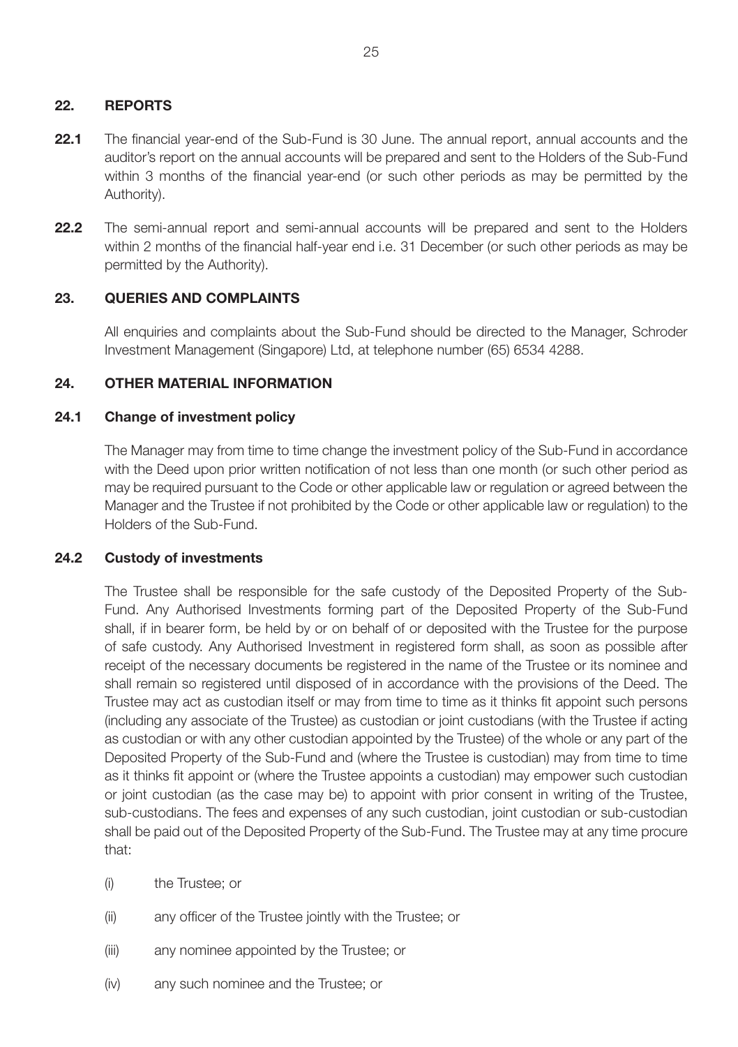## 22. REPORTS

**22.1** The financial year-end of the Sub-Fund is 30 June. The annual report, annual accounts and the auditor's report on the annual accounts will be prepared and sent to the Holders of the Sub-Fund within 3 months of the financial year-end (or such other periods as may be permitted by the Authority).

**22.2** The semi-annual report and semi-annual accounts will be prepared and sent to the Holders within 2 months of the financial half-year end i.e. 31 December (or such other periods as may be permitted by the Authority).

## 23. QUERIES AND COMPLAINTS

All enquiries and complaints about the Sub-Fund should be directed to the Manager, Schroder Investment Management (Singapore) Ltd, at telephone number (65) 6534 4288.

## 24. OTHER MATERIAL INFORMATION

### 24.1 Change of investment policy

The Manager may from time to time change the investment policy of the Sub-Fund in accordance with the Deed upon prior written notification of not less than one month (or such other period as may be required pursuant to the Code or other applicable law or regulation or agreed between the Manager and the Trustee if not prohibited by the Code or other applicable law or regulation) to the Holders of the Sub-Fund.

### 24.2 Custody of investments

The Trustee shall be responsible for the safe custody of the Deposited Property of the Sub-Fund. Any Authorised Investments forming part of the Deposited Property of the Sub-Fund shall, if in bearer form, be held by or on behalf of or deposited with the Trustee for the purpose of safe custody. Any Authorised Investment in registered form shall, as soon as possible after receipt of the necessary documents be registered in the name of the Trustee or its nominee and shall remain so registered until disposed of in accordance with the provisions of the Deed. The Trustee may act as custodian itself or may from time to time as it thinks fit appoint such persons (including any associate of the Trustee) as custodian or joint custodians (with the Trustee if acting as custodian or with any other custodian appointed by the Trustee) of the whole or any part of the Deposited Property of the Sub-Fund and (where the Trustee is custodian) may from time to time as it thinks fit appoint or (where the Trustee appoints a custodian) may empower such custodian or joint custodian (as the case may be) to appoint with prior consent in writing of the Trustee, sub-custodians. The fees and expenses of any such custodian, joint custodian or sub-custodian shall be paid out of the Deposited Property of the Sub-Fund. The Trustee may at any time procure that:

(i) the Trustee; or

(ii) any officer of the Trustee jointly with the Trustee; or

(iii) any nominee appointed by the Trustee; or

(iv) any such nominee and the Trustee; or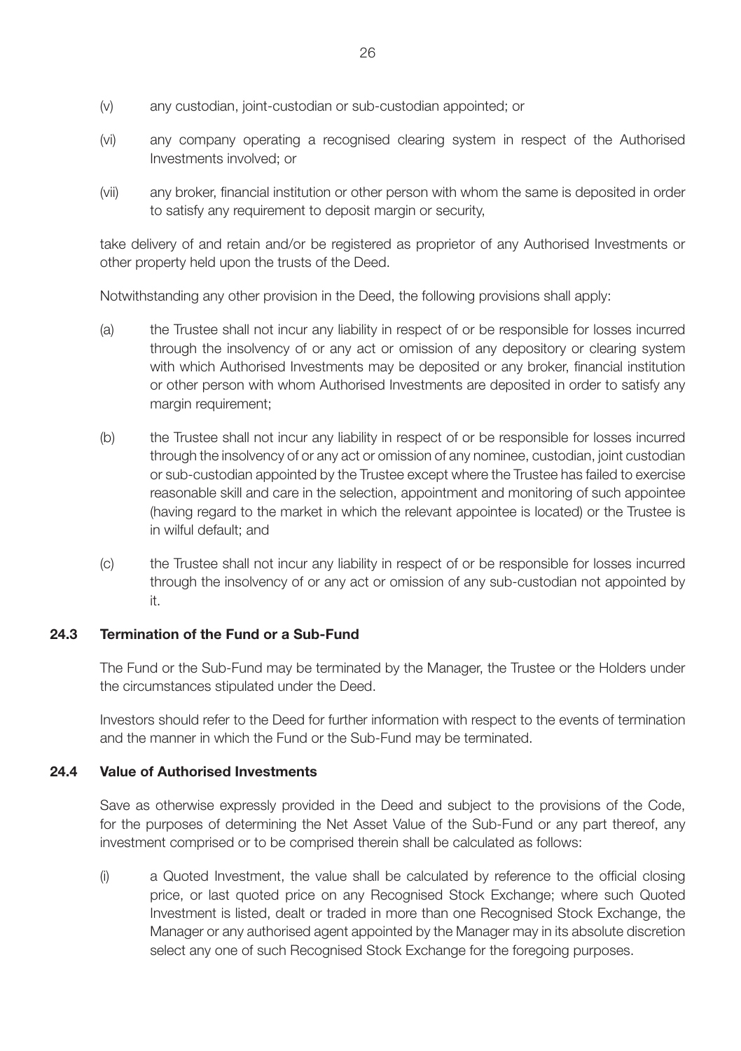(v) any custodian, joint-custodian or sub-custodian appointed; or

(vi) any company operating a recognised clearing system in respect of the Authorised Investments involved; or

(vii) any broker, financial institution or other person with whom the same is deposited in order to satisfy any requirement to deposit margin or security,

take delivery of and retain and/or be registered as proprietor of any Authorised Investments or other property held upon the trusts of the Deed.

Notwithstanding any other provision in the Deed, the following provisions shall apply:

(a) the Trustee shall not incur any liability in respect of or be responsible for losses incurred through the insolvency of or any act or omission of any depository or clearing system with which Authorised Investments may be deposited or any broker, financial institution or other person with whom Authorised Investments are deposited in order to satisfy any margin requirement;

(b) the Trustee shall not incur any liability in respect of or be responsible for losses incurred through the insolvency of or any act or omission of any nominee, custodian, joint custodian or sub-custodian appointed by the Trustee except where the Trustee has failed to exercise reasonable skill and care in the selection, appointment and monitoring of such appointee (having regard to the market in which the relevant appointee is located) or the Trustee is in wilful default; and

(c) the Trustee shall not incur any liability in respect of or be responsible for losses incurred through the insolvency of or any act or omission of any sub-custodian not appointed by it.

### 24.3 Termination of the Fund or a Sub-Fund

The Fund or the Sub-Fund may be terminated by the Manager, the Trustee or the Holders under the circumstances stipulated under the Deed.

Investors should refer to the Deed for further information with respect to the events of termination and the manner in which the Fund or the Sub-Fund may be terminated.

### 24.4 Value of Authorised Investments

Save as otherwise expressly provided in the Deed and subject to the provisions of the Code, for the purposes of determining the Net Asset Value of the Sub-Fund or any part thereof, any investment comprised or to be comprised therein shall be calculated as follows:

(i) a Quoted Investment, the value shall be calculated by reference to the official closing price, or last quoted price on any Recognised Stock Exchange; where such Quoted Investment is listed, dealt or traded in more than one Recognised Stock Exchange, the Manager or any authorised agent appointed by the Manager may in its absolute discretion select any one of such Recognised Stock Exchange for the foregoing purposes.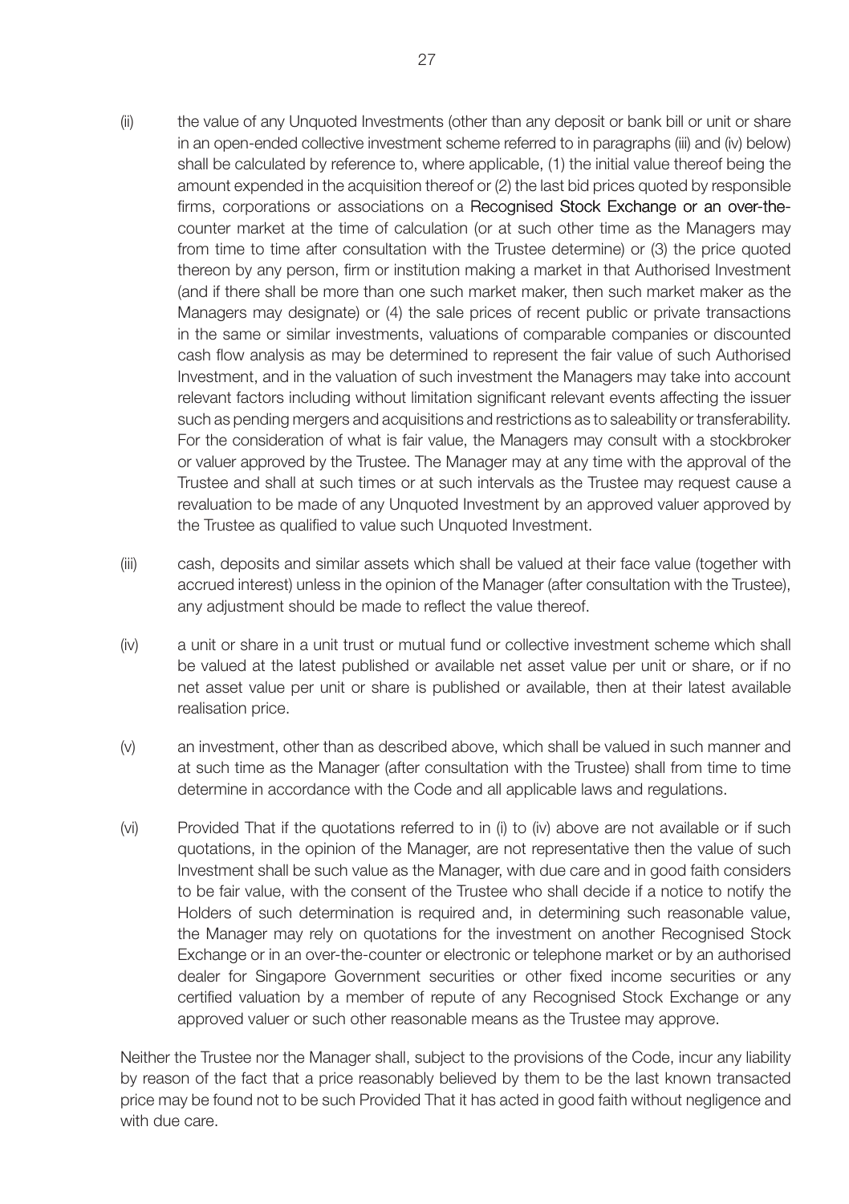(ii) the value of any Unquoted Investments (other than any deposit or bank bill or unit or share in an open-ended collective investment scheme referred to in paragraphs (iii) and (iv) below) shall be calculated by reference to, where applicable, (1) the initial value thereof being the amount expended in the acquisition thereof or (2) the last bid prices quoted by responsible firms, corporations or associations on a Recognised Stock Exchange or an over-the-counter market at the time of calculation (or at such other time as the Managers may from time to time after consultation with the Trustee determine) or (3) the price quoted thereon by any person, firm or institution making a market in that Authorised Investment (and if there shall be more than one such market maker, then such market maker as the Managers may designate) or (4) the sale prices of recent public or private transactions in the same or similar investments, valuations of comparable companies or discounted cash flow analysis as may be determined to represent the fair value of such Authorised Investment, and in the valuation of such investment the Managers may take into account relevant factors including without limitation significant relevant events affecting the issuer such as pending mergers and acquisitions and restrictions as to saleability or transferability. For the consideration of what is fair value, the Managers may consult with a stockbroker or valuer approved by the Trustee. The Manager may at any time with the approval of the Trustee and shall at such times or at such intervals as the Trustee may request cause a revaluation to be made of any Unquoted Investment by an approved valuer approved by the Trustee as qualified to value such Unquoted Investment.

(iii) cash, deposits and similar assets which shall be valued at their face value (together with accrued interest) unless in the opinion of the Manager (after consultation with the Trustee), any adjustment should be made to reflect the value thereof.

(iv) a unit or share in a unit trust or mutual fund or collective investment scheme which shall be valued at the latest published or available net asset value per unit or share, or if no net asset value per unit or share is published or available, then at their latest available realisation price.

(v) an investment, other than as described above, which shall be valued in such manner and at such time as the Manager (after consultation with the Trustee) shall from time to time determine in accordance with the Code and all applicable laws and regulations.

(vi) Provided That if the quotations referred to in (i) to (iv) above are not available or if such quotations, in the opinion of the Manager, are not representative then the value of such Investment shall be such value as the Manager, with due care and in good faith considers to be fair value, with the consent of the Trustee who shall decide if a notice to notify the Holders of such determination is required and, in determining such reasonable value, the Manager may rely on quotations for the investment on another Recognised Stock Exchange or in an over-the-counter or electronic or telephone market or by an authorised dealer for Singapore Government securities or other fixed income securities or any certified valuation by a member of repute of any Recognised Stock Exchange or any approved valuer or such other reasonable means as the Trustee may approve.

Neither the Trustee nor the Manager shall, subject to the provisions of the Code, incur any liability by reason of the fact that a price reasonably believed by them to be the last known transacted price may be found not to be such Provided That it has acted in good faith without negligence and with due care.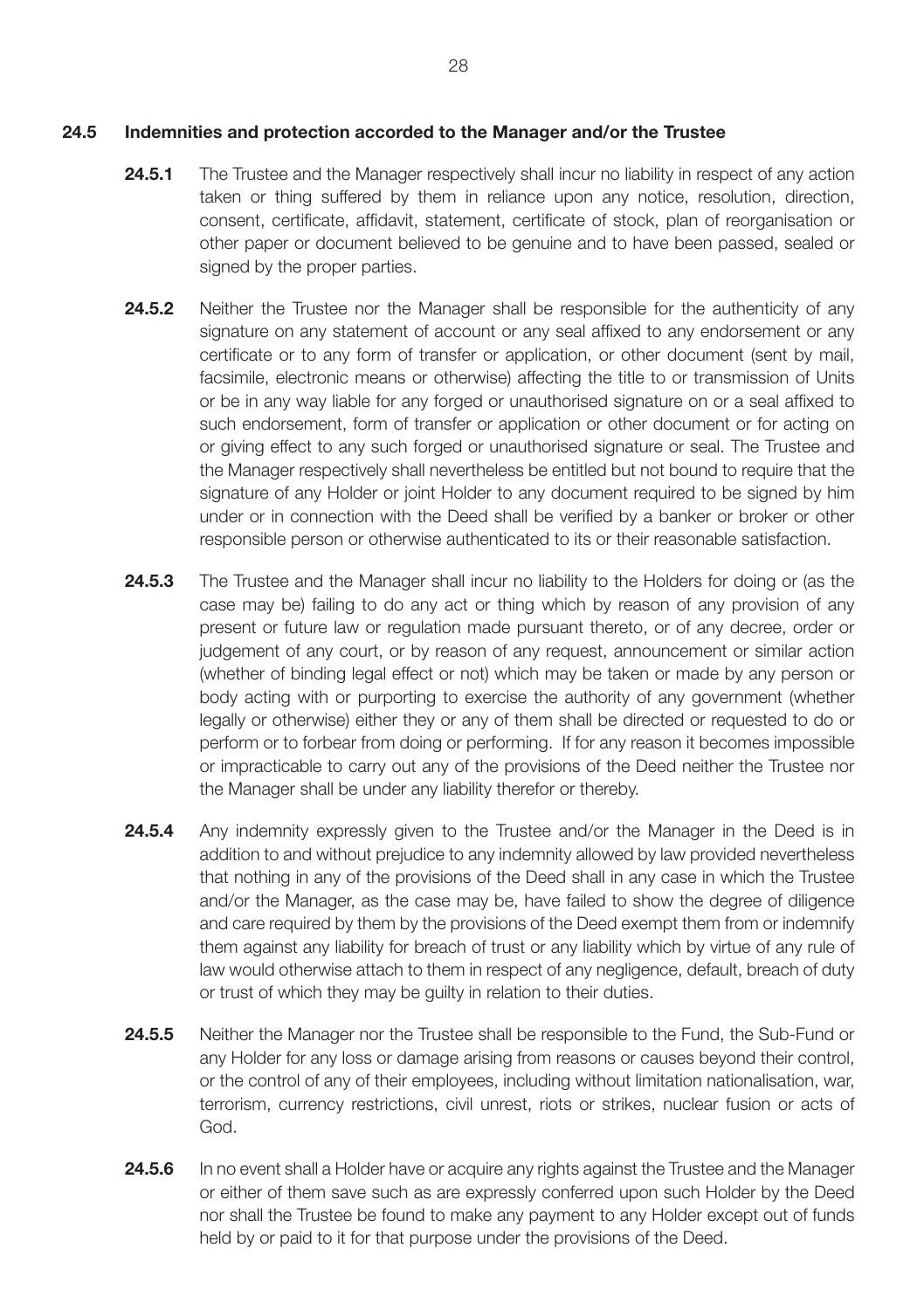### 24.5 Indemnities and protection accorded to the Manager and/or the Trustee

**24.5.1** The Trustee and the Manager respectively shall incur no liability in respect of any action taken or thing suffered by them in reliance upon any notice, resolution, direction, consent, certificate, affidavit, statement, certificate of stock, plan of reorganisation or other paper or document believed to be genuine and to have been passed, sealed or signed by the proper parties.

**24.5.2** Neither the Trustee nor the Manager shall be responsible for the authenticity of any signature on any statement of account or any seal affixed to any endorsement or any certificate or to any form of transfer or application, or other document (sent by mail, facsimile, electronic means or otherwise) affecting the title to or transmission of Units or be in any way liable for any forged or unauthorised signature on or a seal affixed to such endorsement, form of transfer or application or other document or for acting on or giving effect to any such forged or unauthorised signature or seal. The Trustee and the Manager respectively shall nevertheless be entitled but not bound to require that the signature of any Holder or joint Holder to any document required to be signed by him under or in connection with the Deed shall be verified by a banker or broker or other responsible person or otherwise authenticated to its or their reasonable satisfaction.

**24.5.3** The Trustee and the Manager shall incur no liability to the Holders for doing or (as the case may be) failing to do any act or thing which by reason of any provision of any present or future law or regulation made pursuant thereto, or of any decree, order or judgement of any court, or by reason of any request, announcement or similar action (whether of binding legal effect or not) which may be taken or made by any person or body acting with or purporting to exercise the authority of any government (whether legally or otherwise) either they or any of them shall be directed or requested to do or perform or to forbear from doing or performing. If for any reason it becomes impossible or impracticable to carry out any of the provisions of the Deed neither the Trustee nor the Manager shall be under any liability therefor or thereby.

**24.5.4** Any indemnity expressly given to the Trustee and/or the Manager in the Deed is in addition to and without prejudice to any indemnity allowed by law provided nevertheless that nothing in any of the provisions of the Deed shall in any case in which the Trustee and/or the Manager, as the case may be, have failed to show the degree of diligence and care required by them by the provisions of the Deed exempt them from or indemnify them against any liability for breach of trust or any liability which by virtue of any rule of law would otherwise attach to them in respect of any negligence, default, breach of duty or trust of which they may be guilty in relation to their duties.

**24.5.5** Neither the Manager nor the Trustee shall be responsible to the Fund, the Sub-Fund or any Holder for any loss or damage arising from reasons or causes beyond their control, or the control of any of their employees, including without limitation nationalisation, war, terrorism, currency restrictions, civil unrest, riots or strikes, nuclear fusion or acts of God.

**24.5.6** In no event shall a Holder have or acquire any rights against the Trustee and the Manager or either of them save such as are expressly conferred upon such Holder by the Deed nor shall the Trustee be found to make any payment to any Holder except out of funds held by or paid to it for that purpose under the provisions of the Deed.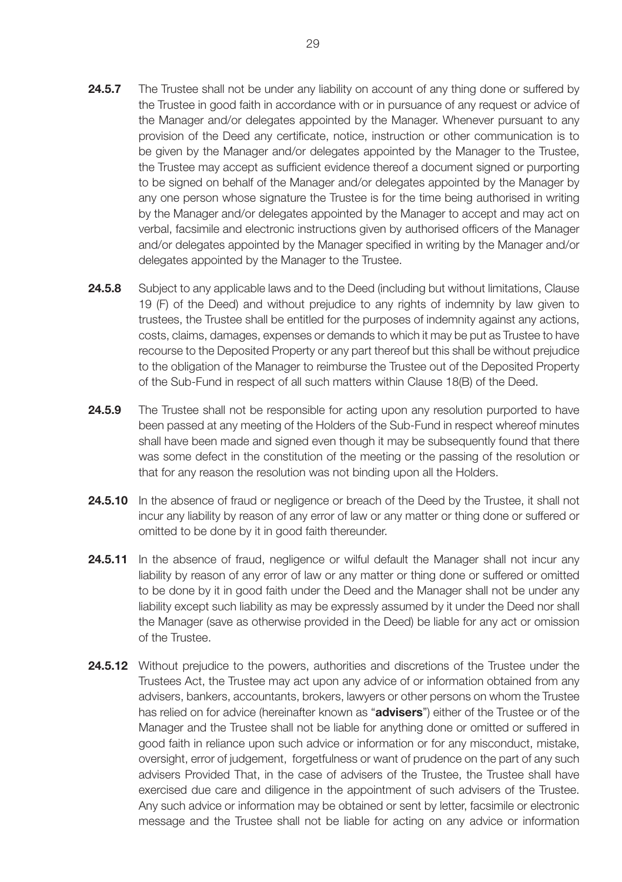**24.5.7** The Trustee shall not be under any liability on account of any thing done or suffered by the Trustee in good faith in accordance with or in pursuance of any request or advice of the Manager and/or delegates appointed by the Manager. Whenever pursuant to any provision of the Deed any certificate, notice, instruction or other communication is to be given by the Manager and/or delegates appointed by the Manager to the Trustee, the Trustee may accept as sufficient evidence thereof a document signed or purporting to be signed on behalf of the Manager and/or delegates appointed by the Manager by any one person whose signature the Trustee is for the time being authorised in writing by the Manager and/or delegates appointed by the Manager to accept and may act on verbal, facsimile and electronic instructions given by authorised officers of the Manager and/or delegates appointed by the Manager specified in writing by the Manager and/or delegates appointed by the Manager to the Trustee.

**24.5.8** Subject to any applicable laws and to the Deed (including but without limitations, Clause 19 (F) of the Deed) and without prejudice to any rights of indemnity by law given to trustees, the Trustee shall be entitled for the purposes of indemnity against any actions, costs, claims, damages, expenses or demands to which it may be put as Trustee to have recourse to the Deposited Property or any part thereof but this shall be without prejudice to the obligation of the Manager to reimburse the Trustee out of the Deposited Property of the Sub-Fund in respect of all such matters within Clause 18(B) of the Deed.

**24.5.9** The Trustee shall not be responsible for acting upon any resolution purported to have been passed at any meeting of the Holders of the Sub-Fund in respect whereof minutes shall have been made and signed even though it may be subsequently found that there was some defect in the constitution of the meeting or the passing of the resolution or that for any reason the resolution was not binding upon all the Holders.

**24.5.10** In the absence of fraud or negligence or breach of the Deed by the Trustee, it shall not incur any liability by reason of any error of law or any matter or thing done or suffered or omitted to be done by it in good faith thereunder.

**24.5.11** In the absence of fraud, negligence or wilful default the Manager shall not incur any liability by reason of any error of law or any matter or thing done or suffered or omitted to be done by it in good faith under the Deed and the Manager shall not be under any liability except such liability as may be expressly assumed by it under the Deed nor shall the Manager (save as otherwise provided in the Deed) be liable for any act or omission of the Trustee.

**24.5.12** Without prejudice to the powers, authorities and discretions of the Trustee under the Trustees Act, the Trustee may act upon any advice of or information obtained from any advisers, bankers, accountants, brokers, lawyers or other persons on whom the Trustee has relied on for advice (hereinafter known as "**advisers**") either of the Trustee or of the Manager and the Trustee shall not be liable for anything done or omitted or suffered in good faith in reliance upon such advice or information or for any misconduct, mistake, oversight, error of judgement, forgetfulness or want of prudence on the part of any such advisers Provided That, in the case of advisers of the Trustee, the Trustee shall have exercised due care and diligence in the appointment of such advisers of the Trustee. Any such advice or information may be obtained or sent by letter, facsimile or electronic message and the Trustee shall not be liable for acting on any advice or information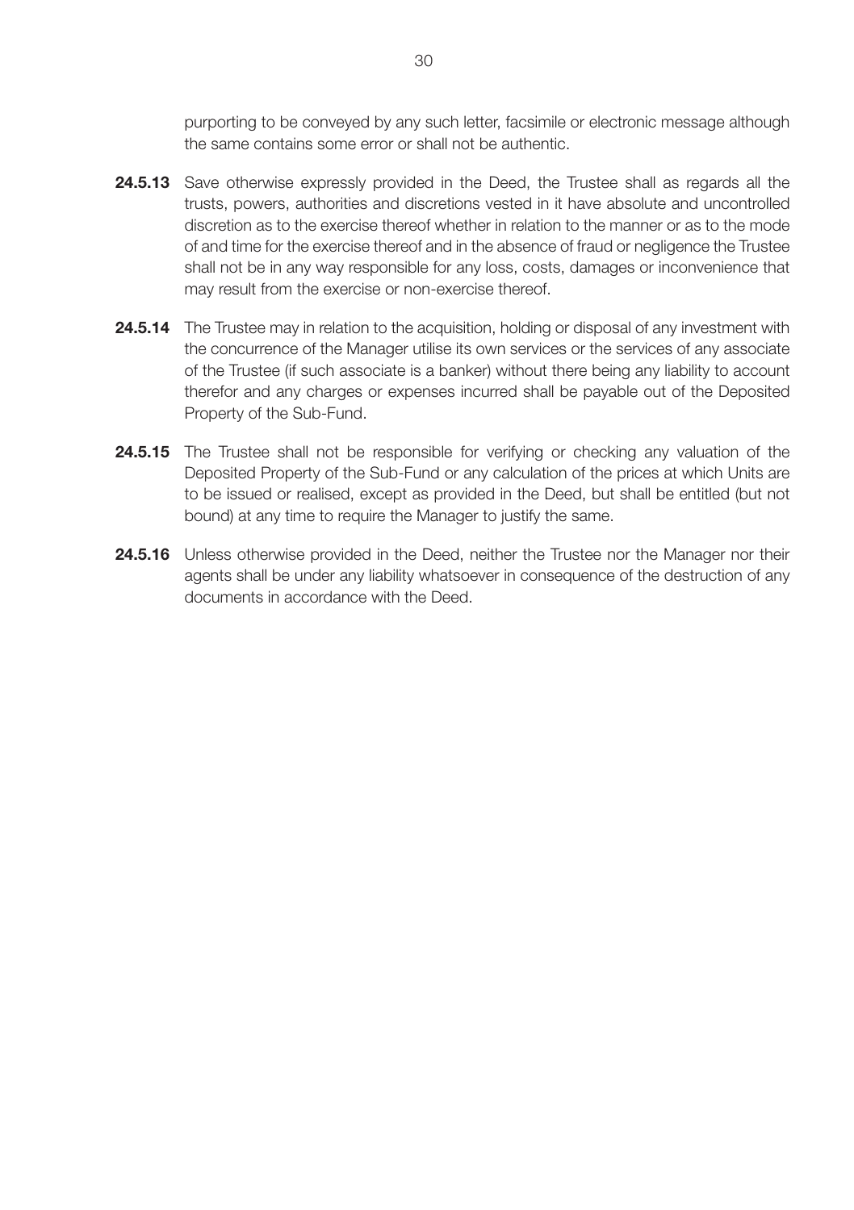purporting to be conveyed by any such letter, facsimile or electronic message although the same contains some error or shall not be authentic.

**24.5.13** Save otherwise expressly provided in the Deed, the Trustee shall as regards all the trusts, powers, authorities and discretions vested in it have absolute and uncontrolled discretion as to the exercise thereof whether in relation to the manner or as to the mode of and time for the exercise thereof and in the absence of fraud or negligence the Trustee shall not be in any way responsible for any loss, costs, damages or inconvenience that may result from the exercise or non-exercise thereof.

**24.5.14** The Trustee may in relation to the acquisition, holding or disposal of any investment with the concurrence of the Manager utilise its own services or the services of any associate of the Trustee (if such associate is a banker) without there being any liability to account therefor and any charges or expenses incurred shall be payable out of the Deposited Property of the Sub-Fund.

**24.5.15** The Trustee shall not be responsible for verifying or checking any valuation of the Deposited Property of the Sub-Fund or any calculation of the prices at which Units are to be issued or realised, except as provided in the Deed, but shall be entitled (but not bound) at any time to require the Manager to justify the same.

**24.5.16** Unless otherwise provided in the Deed, neither the Trustee nor the Manager nor their agents shall be under any liability whatsoever in consequence of the destruction of any documents in accordance with the Deed.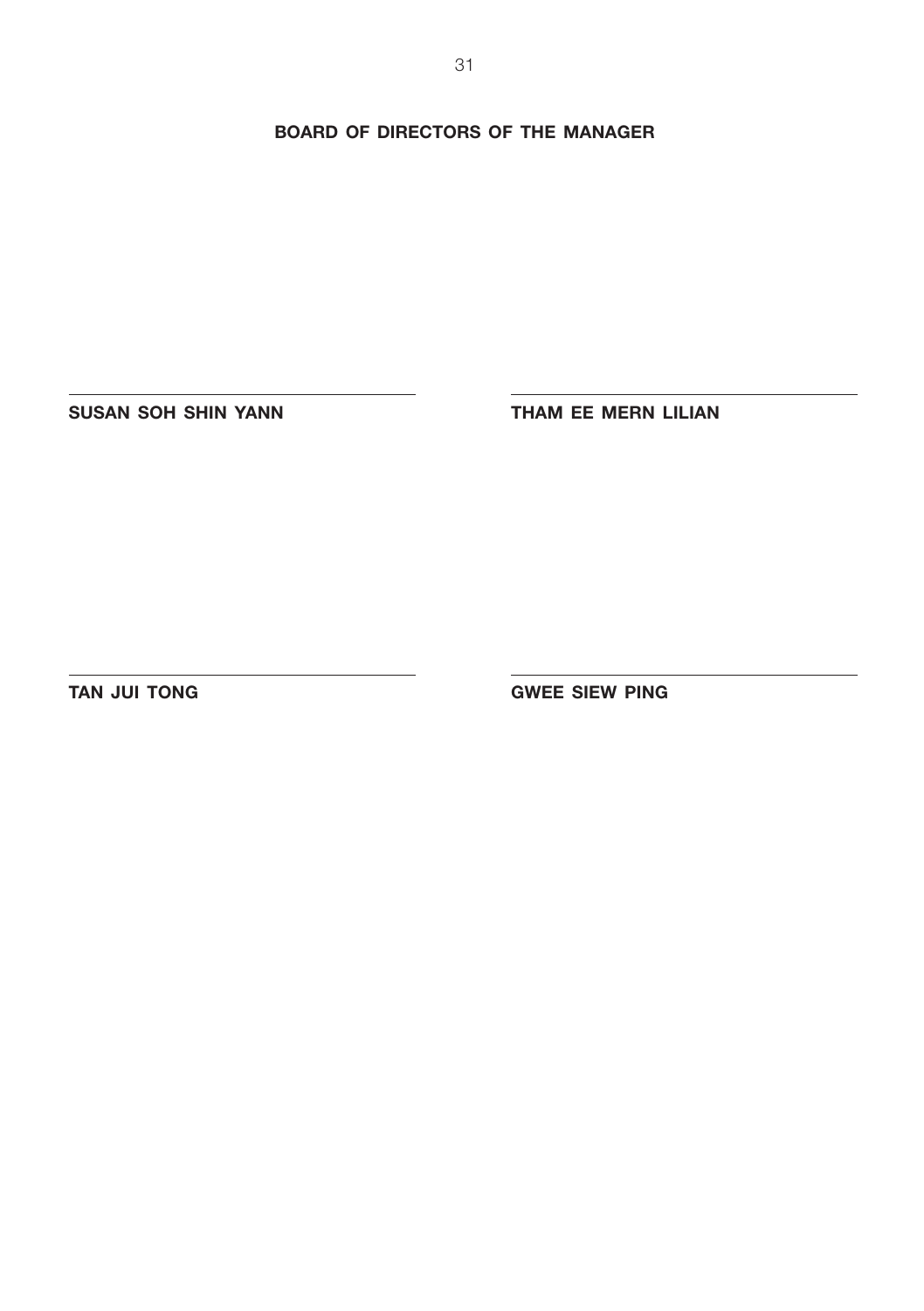**BOARD OF DIRECTORS OF THE MANAGER**

| | |
|---|---|
| **SUSAN SOH SHIN YANN** | **THAM EE MERN LILIAN** |
| **TAN JUI TONG** | **GWEE SIEW PING** |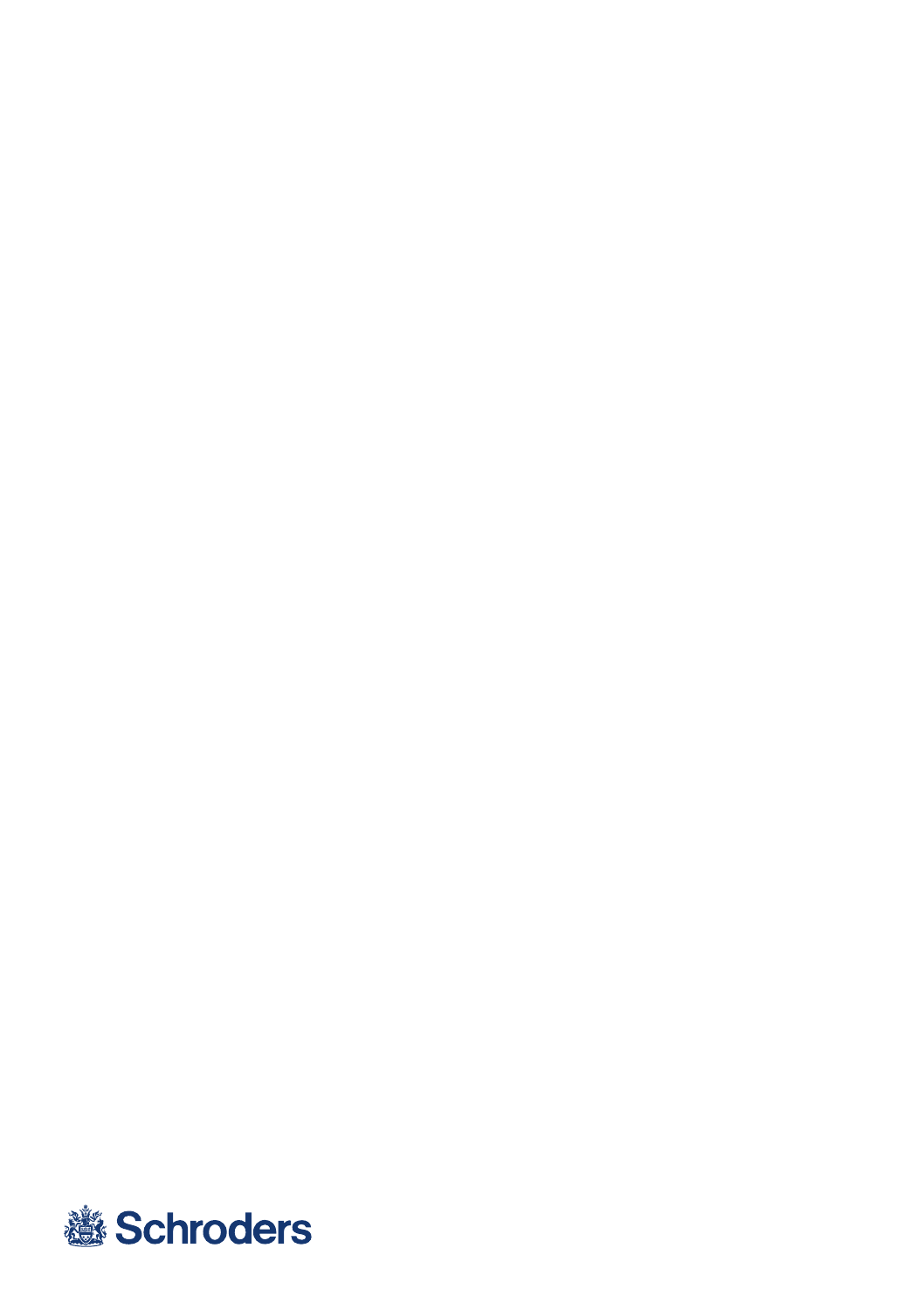Schroders